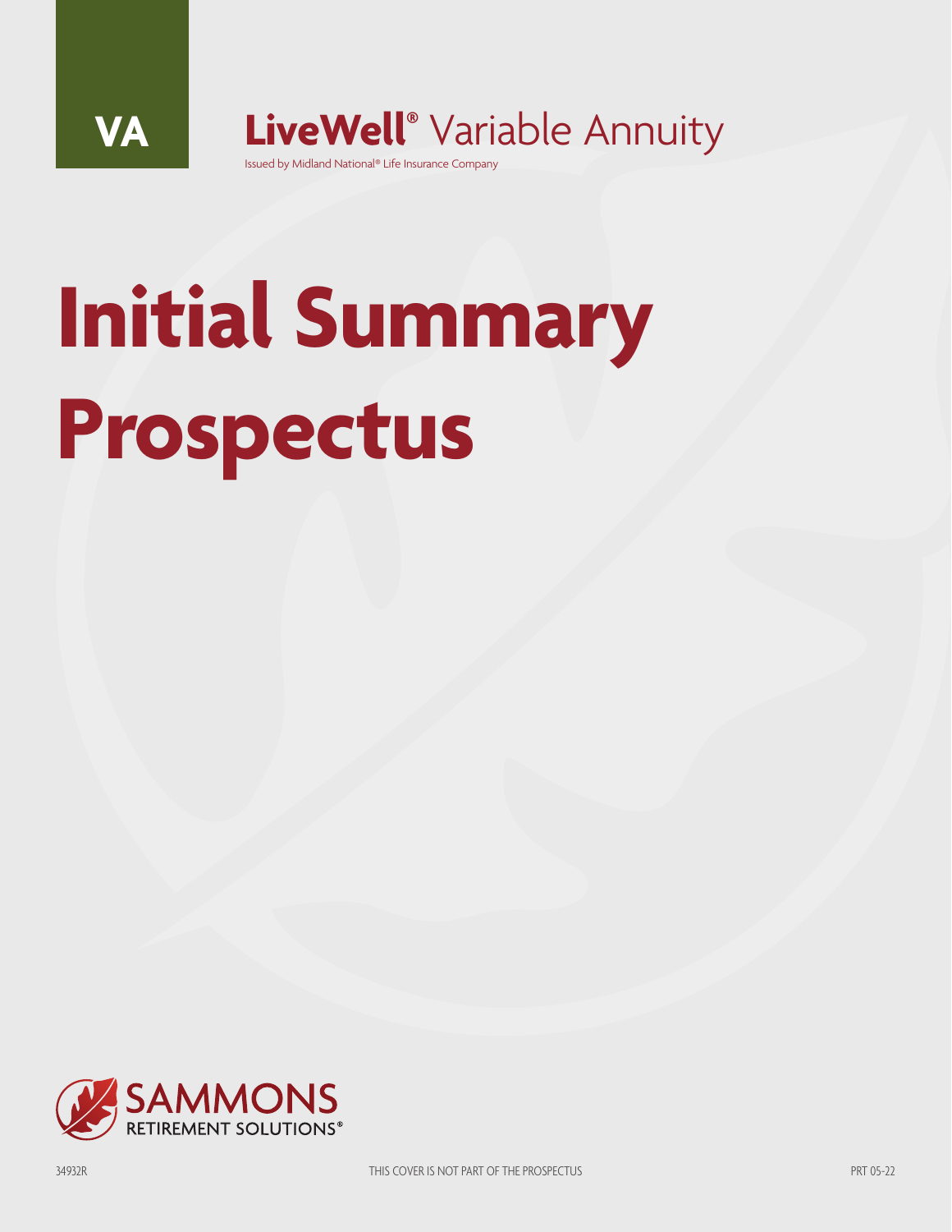VA

**LiveWell®** Variable Annuity

Issued by Midland National® Life Insurance Company

# Initial Summary Prospectus

SAMMONS RETIREMENT SOLUTIONS®

34932R

THIS COVER IS NOT PART OF THE PROSPECTUS

PRT 05-22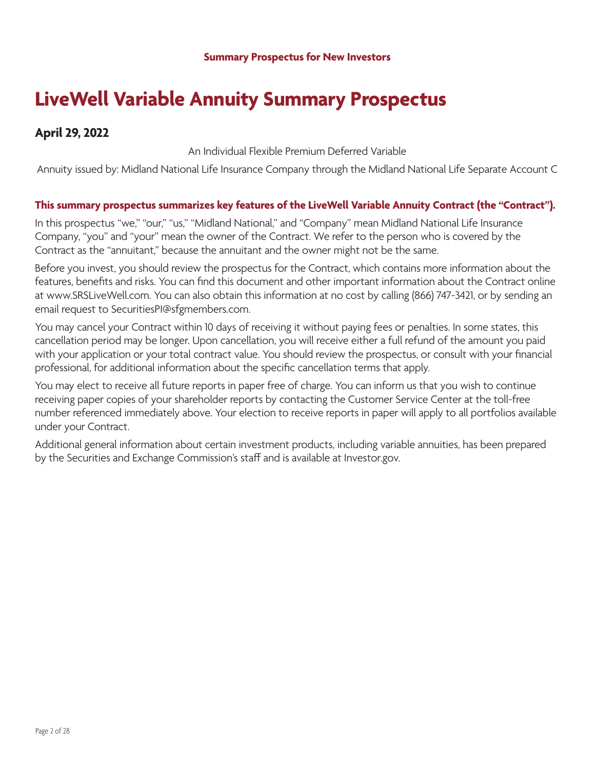**Summary Prospectus for New Investors**

# LiveWell Variable Annuity Summary Prospectus

## April 29, 2022

An Individual Flexible Premium Deferred Variable

Annuity issued by: Midland National Life Insurance Company through the Midland National Life Separate Account C

**This summary prospectus summarizes key features of the LiveWell Variable Annuity Contract (the "Contract").**

In this prospectus "we," "our," "us," "Midland National," and "Company" mean Midland National Life Insurance Company, "you" and "your" mean the owner of the Contract. We refer to the person who is covered by the Contract as the "annuitant," because the annuitant and the owner might not be the same.

Before you invest, you should review the prospectus for the Contract, which contains more information about the features, benefits and risks. You can find this document and other important information about the Contract online at www.SRSLiveWell.com. You can also obtain this information at no cost by calling (866) 747-3421, or by sending an email request to SecuritiesPI@sfgmembers.com.

You may cancel your Contract within 10 days of receiving it without paying fees or penalties. In some states, this cancellation period may be longer. Upon cancellation, you will receive either a full refund of the amount you paid with your application or your total contract value. You should review the prospectus, or consult with your financial professional, for additional information about the specific cancellation terms that apply.

You may elect to receive all future reports in paper free of charge. You can inform us that you wish to continue receiving paper copies of your shareholder reports by contacting the Customer Service Center at the toll-free number referenced immediately above. Your election to receive reports in paper will apply to all portfolios available under your Contract.

Additional general information about certain investment products, including variable annuities, has been prepared by the Securities and Exchange Commission's staff and is available at Investor.gov.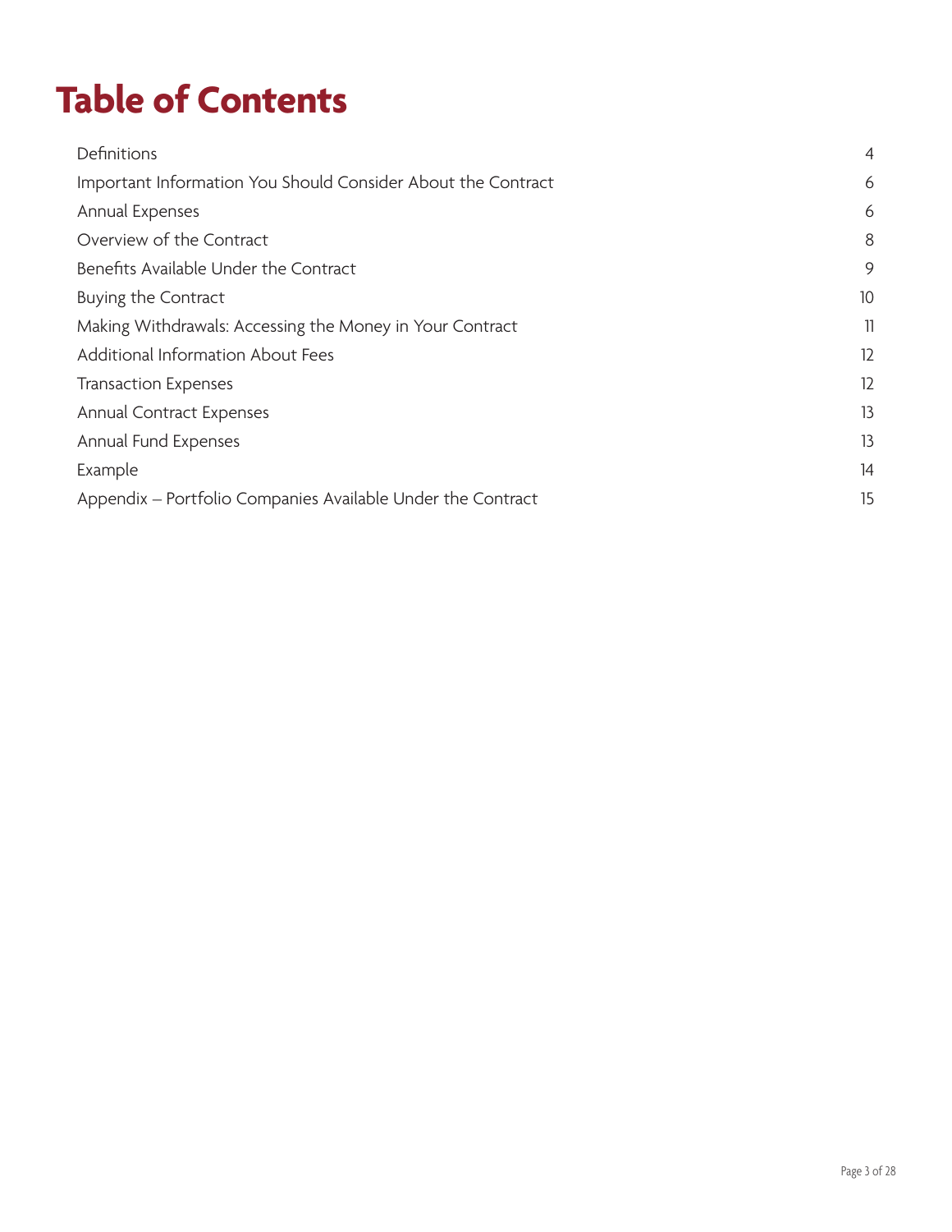# Table of Contents

| | |
|---|---|
| Definitions | 4 |
| Important Information You Should Consider About the Contract | 6 |
| Annual Expenses | 6 |
| Overview of the Contract | 8 |
| Benefits Available Under the Contract | 9 |
| Buying the Contract | 10 |
| Making Withdrawals: Accessing the Money in Your Contract | 11 |
| Additional Information About Fees | 12 |
| Transaction Expenses | 12 |
| Annual Contract Expenses | 13 |
| Annual Fund Expenses | 13 |
| Example | 14 |
| Appendix – Portfolio Companies Available Under the Contract | 15 |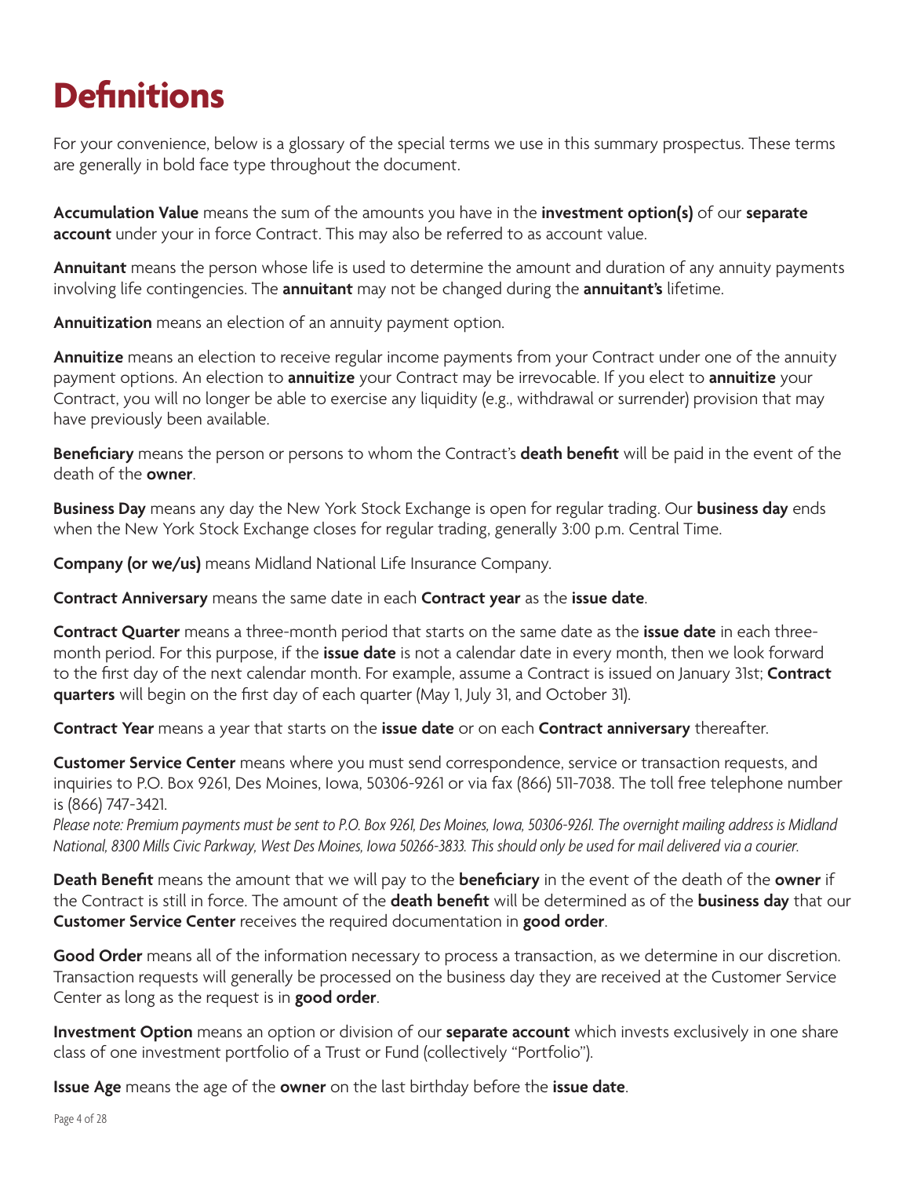# Definitions

For your convenience, below is a glossary of the special terms we use in this summary prospectus. These terms are generally in bold face type throughout the document.

**Accumulation Value** means the sum of the amounts you have in the **investment option(s)** of our **separate account** under your in force Contract. This may also be referred to as account value.

**Annuitant** means the person whose life is used to determine the amount and duration of any annuity payments involving life contingencies. The **annuitant** may not be changed during the **annuitant's** lifetime.

**Annuitization** means an election of an annuity payment option.

**Annuitize** means an election to receive regular income payments from your Contract under one of the annuity payment options. An election to **annuitize** your Contract may be irrevocable. If you elect to **annuitize** your Contract, you will no longer be able to exercise any liquidity (e.g., withdrawal or surrender) provision that may have previously been available.

**Beneficiary** means the person or persons to whom the Contract's **death benefit** will be paid in the event of the death of the **owner**.

**Business Day** means any day the New York Stock Exchange is open for regular trading. Our **business day** ends when the New York Stock Exchange closes for regular trading, generally 3:00 p.m. Central Time.

**Company (or we/us)** means Midland National Life Insurance Company.

**Contract Anniversary** means the same date in each **Contract year** as the **issue date**.

**Contract Quarter** means a three-month period that starts on the same date as the **issue date** in each three-month period. For this purpose, if the **issue date** is not a calendar date in every month, then we look forward to the first day of the next calendar month. For example, assume a Contract is issued on January 31st; **Contract quarters** will begin on the first day of each quarter (May 1, July 31, and October 31).

**Contract Year** means a year that starts on the **issue date** or on each **Contract anniversary** thereafter.

**Customer Service Center** means where you must send correspondence, service or transaction requests, and inquiries to P.O. Box 9261, Des Moines, Iowa, 50306-9261 or via fax (866) 511-7038. The toll free telephone number is (866) 747-3421.

*Please note: Premium payments must be sent to P.O. Box 9261, Des Moines, Iowa, 50306-9261. The overnight mailing address is Midland National, 8300 Mills Civic Parkway, West Des Moines, Iowa 50266-3833. This should only be used for mail delivered via a courier.*

**Death Benefit** means the amount that we will pay to the **beneficiary** in the event of the death of the **owner** if the Contract is still in force. The amount of the **death benefit** will be determined as of the **business day** that our **Customer Service Center** receives the required documentation in **good order**.

**Good Order** means all of the information necessary to process a transaction, as we determine in our discretion. Transaction requests will generally be processed on the business day they are received at the Customer Service Center as long as the request is in **good order**.

**Investment Option** means an option or division of our **separate account** which invests exclusively in one share class of one investment portfolio of a Trust or Fund (collectively "Portfolio").

**Issue Age** means the age of the **owner** on the last birthday before the **issue date**.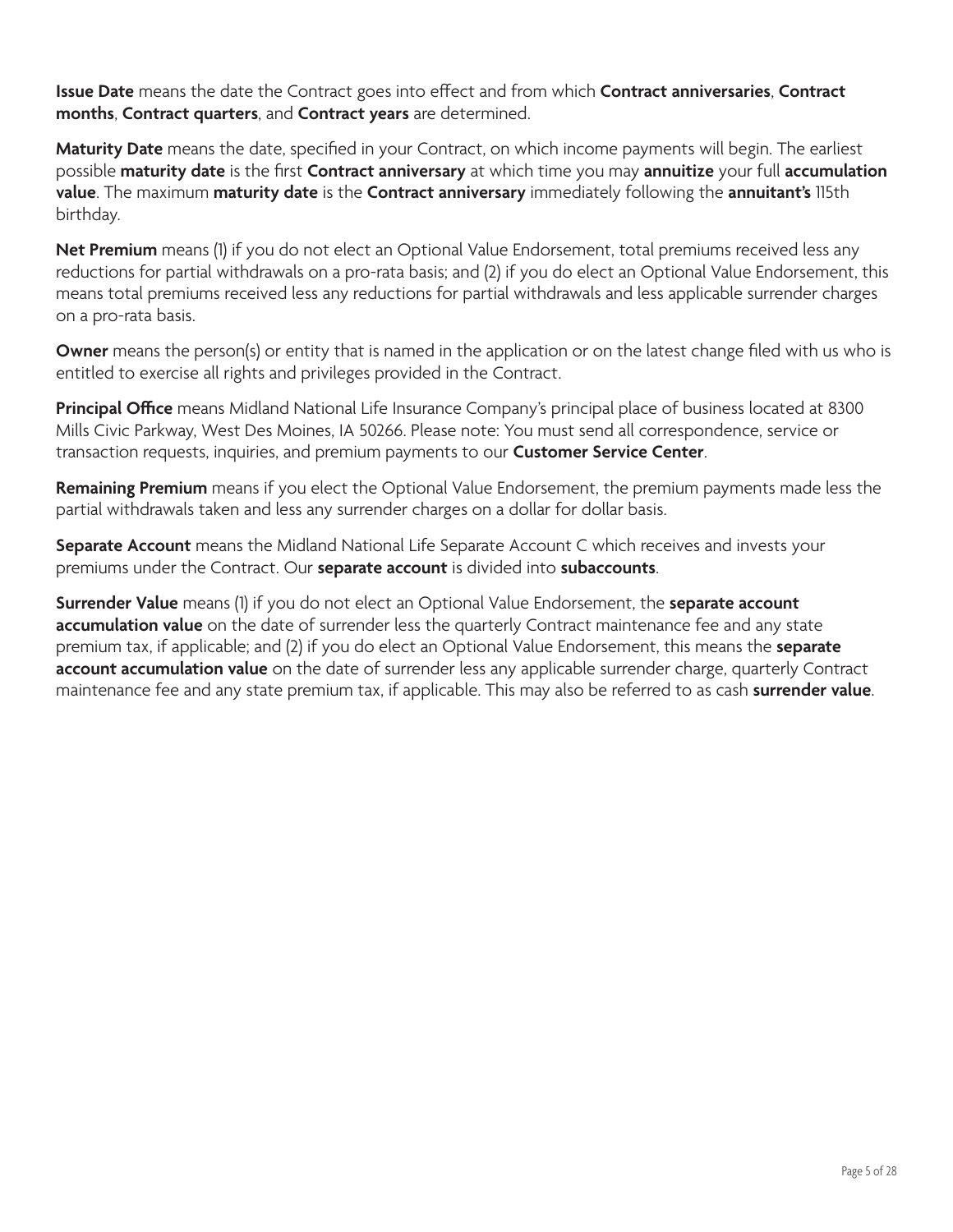**Issue Date** means the date the Contract goes into effect and from which **Contract anniversaries**, **Contract months**, **Contract quarters**, and **Contract years** are determined.

**Maturity Date** means the date, specified in your Contract, on which income payments will begin. The earliest possible **maturity date** is the first **Contract anniversary** at which time you may **annuitize** your full **accumulation value**. The maximum **maturity date** is the **Contract anniversary** immediately following the **annuitant's** 115th birthday.

**Net Premium** means (1) if you do not elect an Optional Value Endorsement, total premiums received less any reductions for partial withdrawals on a pro-rata basis; and (2) if you do elect an Optional Value Endorsement, this means total premiums received less any reductions for partial withdrawals and less applicable surrender charges on a pro-rata basis.

**Owner** means the person(s) or entity that is named in the application or on the latest change filed with us who is entitled to exercise all rights and privileges provided in the Contract.

**Principal Office** means Midland National Life Insurance Company's principal place of business located at 8300 Mills Civic Parkway, West Des Moines, IA 50266. Please note: You must send all correspondence, service or transaction requests, inquiries, and premium payments to our **Customer Service Center**.

**Remaining Premium** means if you elect the Optional Value Endorsement, the premium payments made less the partial withdrawals taken and less any surrender charges on a dollar for dollar basis.

**Separate Account** means the Midland National Life Separate Account C which receives and invests your premiums under the Contract. Our **separate account** is divided into **subaccounts**.

**Surrender Value** means (1) if you do not elect an Optional Value Endorsement, the **separate account accumulation value** on the date of surrender less the quarterly Contract maintenance fee and any state premium tax, if applicable; and (2) if you do elect an Optional Value Endorsement, this means the **separate account accumulation value** on the date of surrender less any applicable surrender charge, quarterly Contract maintenance fee and any state premium tax, if applicable. This may also be referred to as cash **surrender value**.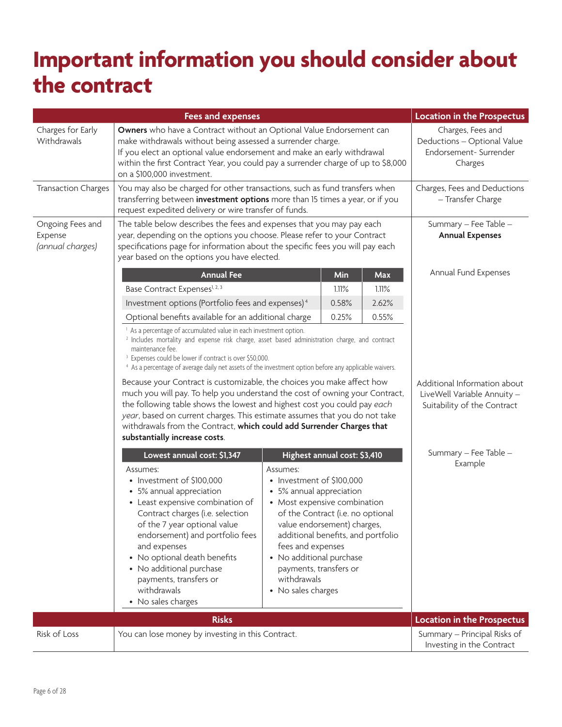# Important information you should consider about the contract

| Fees and expenses | | Location in the Prospectus |
|---|---|---|
| Charges for Early Withdrawals | **Owners** who have a Contract without an Optional Value Endorsement can make withdrawals without being assessed a surrender charge.<br>If you elect an optional value endorsement and make an early withdrawal within the first Contract Year, you could pay a surrender charge of up to $8,000 on a $100,000 investment. | Charges, Fees and Deductions – Optional Value Endorsement- Surrender Charges |
| Transaction Charges | You may also be charged for other transactions, such as fund transfers when transferring between **investment options** more than 15 times a year, or if you request expedited delivery or wire transfer of funds. | Charges, Fees and Deductions – Transfer Charge |
| Ongoing Fees and Expense *(annual charges)* | The table below describes the fees and expenses that you may pay each year, depending on the options you choose. Please refer to your Contract specifications page for information about the specific fees you will pay each year based on the options you have elected. | Summary – Fee Table – **Annual Expenses**<br><br>Annual Fund Expenses |

| Annual Fee | Min | Max |
|---|---|---|
| Base Contract Expenses[1, 2, 3] | 1.11% | 1.11% |
| Investment options (Portfolio fees and expenses)[4] | 0.58% | 2.62% |
| Optional benefits available for an additional charge | 0.25% | 0.55% |

[1] As a percentage of accumulated value in each investment option.
[2] Includes mortality and expense risk charge, asset based administration charge, and contract maintenance fee.
[3] Expenses could be lower if contract is over $50,000.
[4] As a percentage of average daily net assets of the investment option before any applicable waivers.

Because your Contract is customizable, the choices you make affect how much you will pay. To help you understand the cost of owning your Contract, the following table shows the lowest and highest cost you could pay *each year*, based on current charges. This estimate assumes that you do not take withdrawals from the Contract, **which could add Surrender Charges that substantially increase costs**.

(Location in the Prospectus: Additional Information about LiveWell Variable Annuity – Suitability of the Contract; Summary – Fee Table – Example)

| Lowest annual cost: $1,347 | Highest annual cost: $3,410 |
|---|---|
| Assumes:<br>• Investment of $100,000<br>• 5% annual appreciation<br>• Least expensive combination of Contract charges (i.e. selection of the 7 year optional value endorsement) and portfolio fees and expenses<br>• No optional death benefits<br>• No additional purchase payments, transfers or withdrawals<br>• No sales charges | Assumes:<br>• Investment of $100,000<br>• 5% annual appreciation<br>• Most expensive combination of the Contract (i.e. no optional value endorsement) charges, additional benefits, and portfolio fees and expenses<br>• No additional purchase payments, transfers or withdrawals<br>• No sales charges |

| Risks | | Location in the Prospectus |
|---|---|---|
| Risk of Loss | You can lose money by investing in this Contract. | Summary – Principal Risks of Investing in the Contract |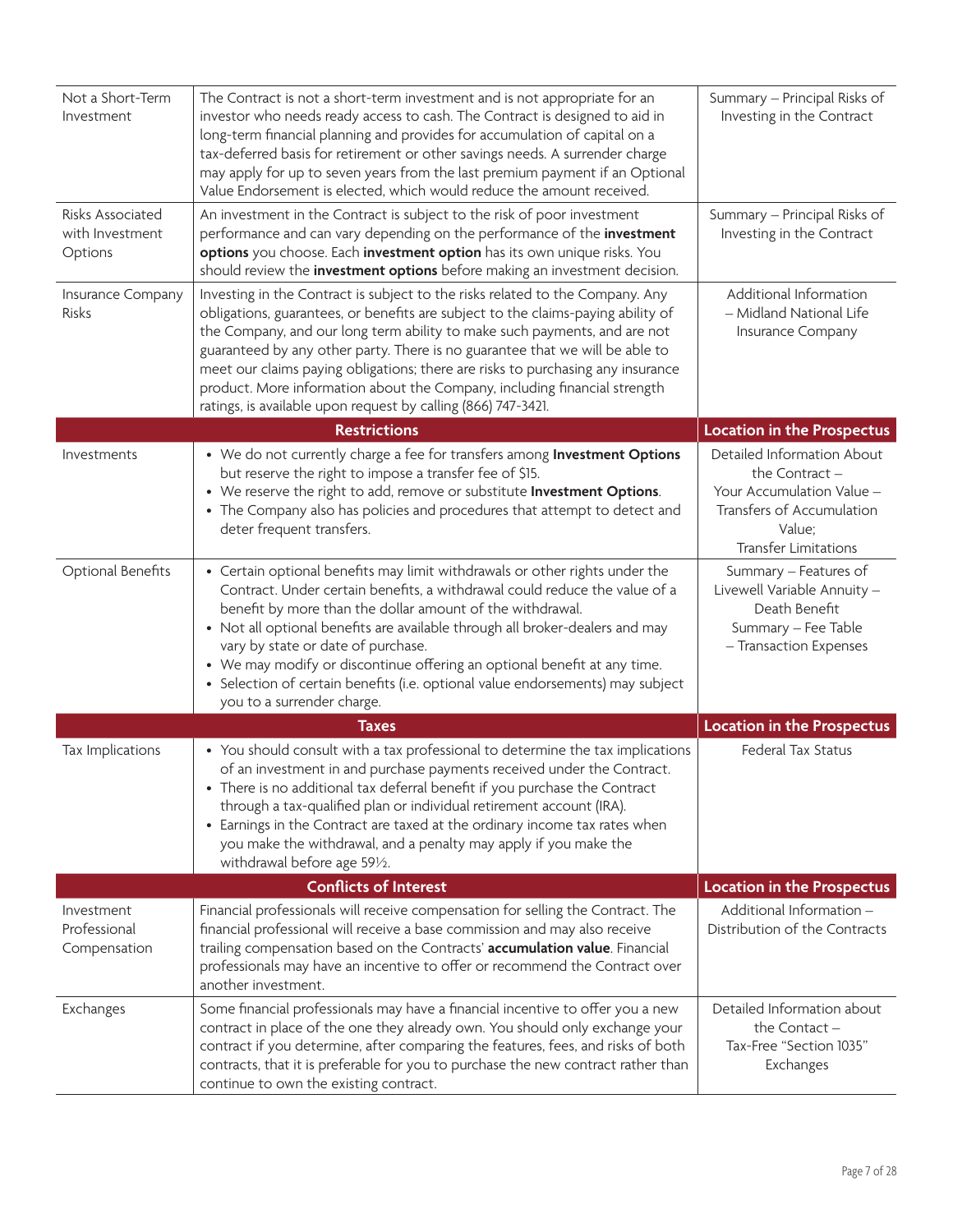| | | |
|---|---|---|
| Not a Short-Term Investment | The Contract is not a short-term investment and is not appropriate for an investor who needs ready access to cash. The Contract is designed to aid in long-term financial planning and provides for accumulation of capital on a tax-deferred basis for retirement or other savings needs. A surrender charge may apply for up to seven years from the last premium payment if an Optional Value Endorsement is elected, which would reduce the amount received. | Summary – Principal Risks of Investing in the Contract |
| Risks Associated with Investment Options | An investment in the Contract is subject to the risk of poor investment performance and can vary depending on the performance of the **investment options** you choose. Each **investment option** has its own unique risks. You should review the **investment options** before making an investment decision. | Summary – Principal Risks of Investing in the Contract |
| Insurance Company Risks | Investing in the Contract is subject to the risks related to the Company. Any obligations, guarantees, or benefits are subject to the claims-paying ability of the Company, and our long term ability to make such payments, and are not guaranteed by any other party. There is no guarantee that we will be able to meet our claims paying obligations; there are risks to purchasing any insurance product. More information about the Company, including financial strength ratings, is available upon request by calling (866) 747-3421. | Additional Information – Midland National Life Insurance Company |
| | **Restrictions** | **Location in the Prospectus** |
| Investments | • We do not currently charge a fee for transfers among **Investment Options** but reserve the right to impose a transfer fee of $15.<br>• We reserve the right to add, remove or substitute **Investment Options**.<br>• The Company also has policies and procedures that attempt to detect and deter frequent transfers. | Detailed Information About the Contract – Your Accumulation Value – Transfers of Accumulation Value; Transfer Limitations |
| Optional Benefits | • Certain optional benefits may limit withdrawals or other rights under the Contract. Under certain benefits, a withdrawal could reduce the value of a benefit by more than the dollar amount of the withdrawal.<br>• Not all optional benefits are available through all broker-dealers and may vary by state or date of purchase.<br>• We may modify or discontinue offering an optional benefit at any time.<br>• Selection of certain benefits (i.e. optional value endorsements) may subject you to a surrender charge. | Summary – Features of Livewell Variable Annuity – Death Benefit<br>Summary – Fee Table – Transaction Expenses |
| | **Taxes** | **Location in the Prospectus** |
| Tax Implications | • You should consult with a tax professional to determine the tax implications of an investment in and purchase payments received under the Contract.<br>• There is no additional tax deferral benefit if you purchase the Contract through a tax-qualified plan or individual retirement account (IRA).<br>• Earnings in the Contract are taxed at the ordinary income tax rates when you make the withdrawal, and a penalty may apply if you make the withdrawal before age 59½. | Federal Tax Status |
| | **Conflicts of Interest** | **Location in the Prospectus** |
| Investment Professional Compensation | Financial professionals will receive compensation for selling the Contract. The financial professional will receive a base commission and may also receive trailing compensation based on the Contracts' **accumulation value**. Financial professionals may have an incentive to offer or recommend the Contract over another investment. | Additional Information – Distribution of the Contracts |
| Exchanges | Some financial professionals may have a financial incentive to offer you a new contract in place of the one they already own. You should only exchange your contract if you determine, after comparing the features, fees, and risks of both contracts, that it is preferable for you to purchase the new contract rather than continue to own the existing contract. | Detailed Information about the Contact – Tax-Free "Section 1035" Exchanges |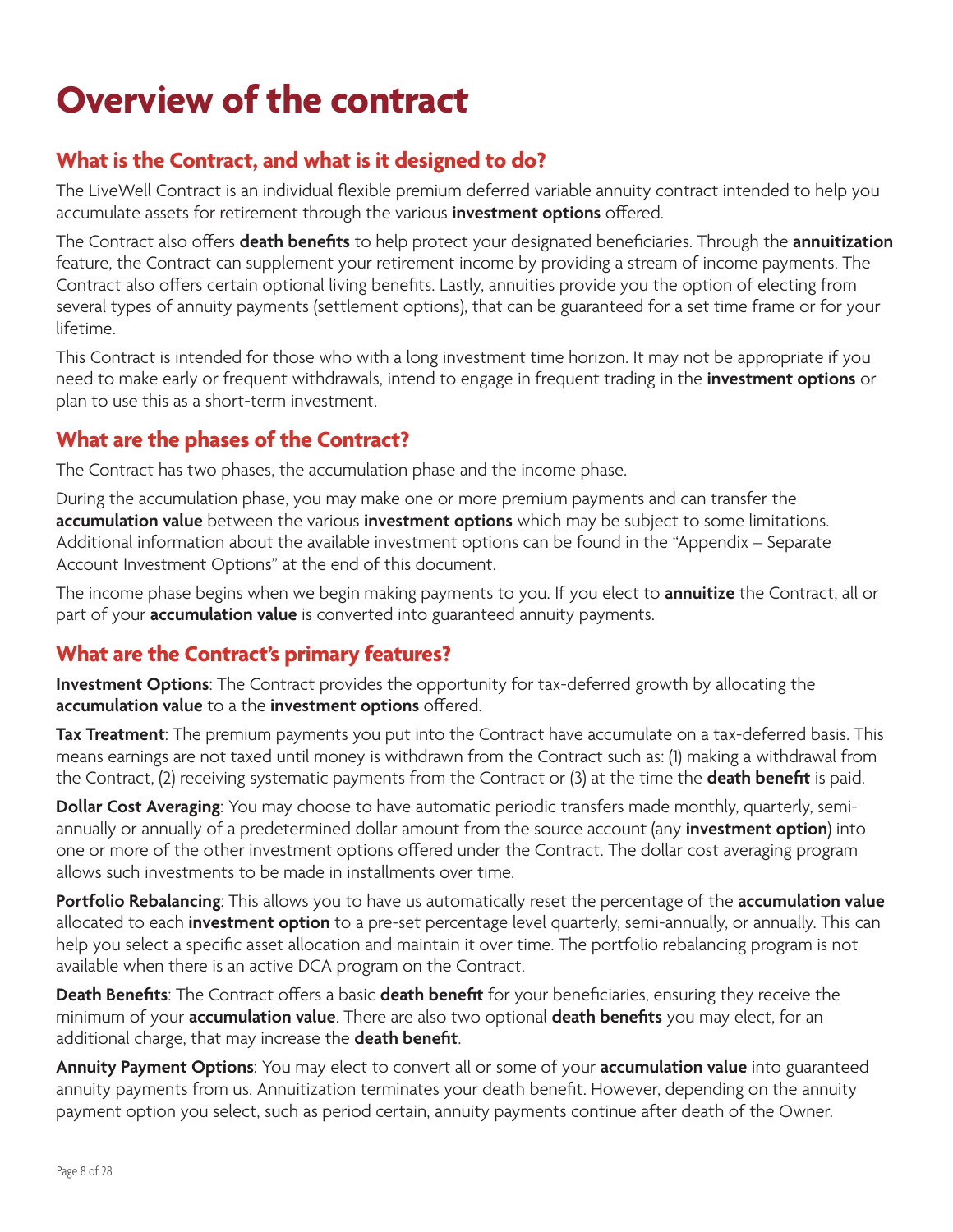# Overview of the contract

## What is the Contract, and what is it designed to do?

The LiveWell Contract is an individual flexible premium deferred variable annuity contract intended to help you accumulate assets for retirement through the various **investment options** offered.

The Contract also offers **death benefits** to help protect your designated beneficiaries. Through the **annuitization** feature, the Contract can supplement your retirement income by providing a stream of income payments. The Contract also offers certain optional living benefits. Lastly, annuities provide you the option of electing from several types of annuity payments (settlement options), that can be guaranteed for a set time frame or for your lifetime.

This Contract is intended for those who with a long investment time horizon. It may not be appropriate if you need to make early or frequent withdrawals, intend to engage in frequent trading in the **investment options** or plan to use this as a short-term investment.

## What are the phases of the Contract?

The Contract has two phases, the accumulation phase and the income phase.

During the accumulation phase, you may make one or more premium payments and can transfer the **accumulation value** between the various **investment options** which may be subject to some limitations. Additional information about the available investment options can be found in the "Appendix – Separate Account Investment Options" at the end of this document.

The income phase begins when we begin making payments to you. If you elect to **annuitize** the Contract, all or part of your **accumulation value** is converted into guaranteed annuity payments.

## What are the Contract's primary features?

**Investment Options**: The Contract provides the opportunity for tax-deferred growth by allocating the **accumulation value** to a the **investment options** offered.

**Tax Treatment**: The premium payments you put into the Contract have accumulate on a tax-deferred basis. This means earnings are not taxed until money is withdrawn from the Contract such as: (1) making a withdrawal from the Contract, (2) receiving systematic payments from the Contract or (3) at the time the **death benefit** is paid.

**Dollar Cost Averaging**: You may choose to have automatic periodic transfers made monthly, quarterly, semi-annually or annually of a predetermined dollar amount from the source account (any **investment option**) into one or more of the other investment options offered under the Contract. The dollar cost averaging program allows such investments to be made in installments over time.

**Portfolio Rebalancing**: This allows you to have us automatically reset the percentage of the **accumulation value** allocated to each **investment option** to a pre-set percentage level quarterly, semi-annually, or annually. This can help you select a specific asset allocation and maintain it over time. The portfolio rebalancing program is not available when there is an active DCA program on the Contract.

**Death Benefits**: The Contract offers a basic **death benefit** for your beneficiaries, ensuring they receive the minimum of your **accumulation value**. There are also two optional **death benefits** you may elect, for an additional charge, that may increase the **death benefit**.

**Annuity Payment Options**: You may elect to convert all or some of your **accumulation value** into guaranteed annuity payments from us. Annuitization terminates your death benefit. However, depending on the annuity payment option you select, such as period certain, annuity payments continue after death of the Owner.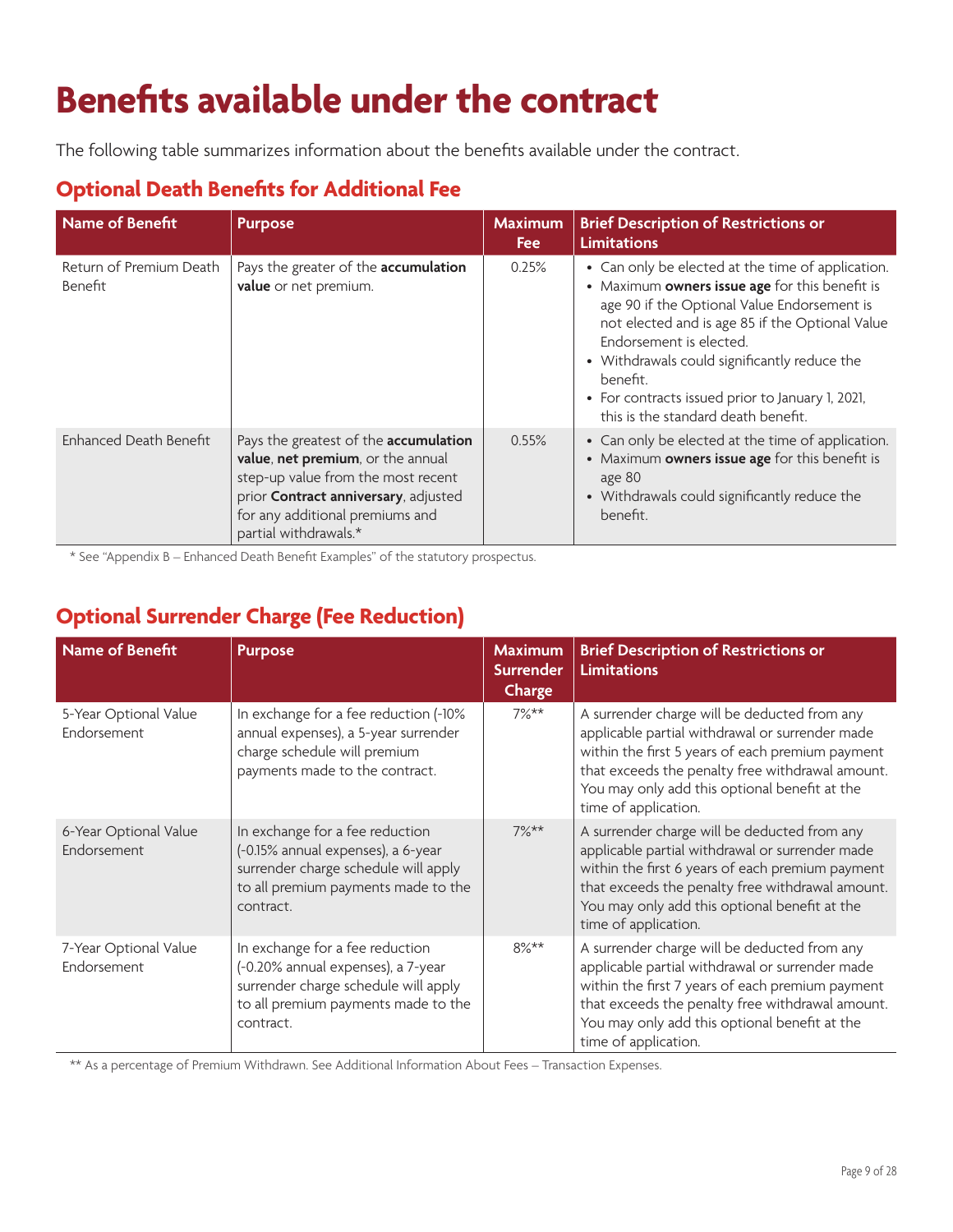# Benefits available under the contract

The following table summarizes information about the benefits available under the contract.

## Optional Death Benefits for Additional Fee

| Name of Benefit | Purpose | Maximum Fee | Brief Description of Restrictions or Limitations |
|---|---|---|---|
| Return of Premium Death Benefit | Pays the greater of the **accumulation value** or net premium. | 0.25% | • Can only be elected at the time of application.<br>• Maximum **owners issue age** for this benefit is age 90 if the Optional Value Endorsement is not elected and is age 85 if the Optional Value Endorsement is elected.<br>• Withdrawals could significantly reduce the benefit.<br>• For contracts issued prior to January 1, 2021, this is the standard death benefit. |
| Enhanced Death Benefit | Pays the greatest of the **accumulation value**, **net premium**, or the annual step-up value from the most recent prior **Contract anniversary**, adjusted for any additional premiums and partial withdrawals.* | 0.55% | • Can only be elected at the time of application.<br>• Maximum **owners issue age** for this benefit is age 80<br>• Withdrawals could significantly reduce the benefit. |

\* See "Appendix B – Enhanced Death Benefit Examples" of the statutory prospectus.

## Optional Surrender Charge (Fee Reduction)

| Name of Benefit | Purpose | Maximum Surrender Charge | Brief Description of Restrictions or Limitations |
|---|---|---|---|
| 5-Year Optional Value Endorsement | In exchange for a fee reduction (-10% annual expenses), a 5-year surrender charge schedule will premium payments made to the contract. | 7%** | A surrender charge will be deducted from any applicable partial withdrawal or surrender made within the first 5 years of each premium payment that exceeds the penalty free withdrawal amount. You may only add this optional benefit at the time of application. |
| 6-Year Optional Value Endorsement | In exchange for a fee reduction (-0.15% annual expenses), a 6-year surrender charge schedule will apply to all premium payments made to the contract. | 7%** | A surrender charge will be deducted from any applicable partial withdrawal or surrender made within the first 6 years of each premium payment that exceeds the penalty free withdrawal amount. You may only add this optional benefit at the time of application. |
| 7-Year Optional Value Endorsement | In exchange for a fee reduction (-0.20% annual expenses), a 7-year surrender charge schedule will apply to all premium payments made to the contract. | 8%** | A surrender charge will be deducted from any applicable partial withdrawal or surrender made within the first 7 years of each premium payment that exceeds the penalty free withdrawal amount. You may only add this optional benefit at the time of application. |

\** As a percentage of Premium Withdrawn. See Additional Information About Fees – Transaction Expenses.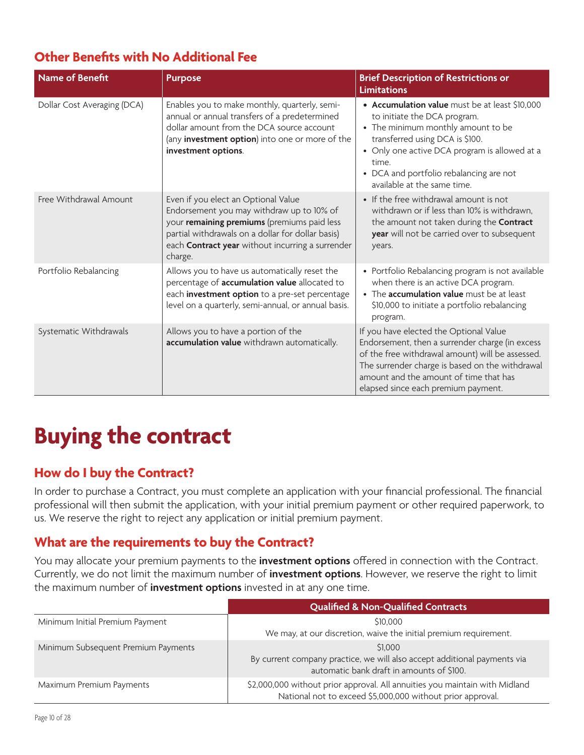### Other Benefits with No Additional Fee

| Name of Benefit | Purpose | Brief Description of Restrictions or Limitations |
|---|---|---|
| Dollar Cost Averaging (DCA) | Enables you to make monthly, quarterly, semi-annual or annual transfers of a predetermined dollar amount from the DCA source account (any **investment option**) into one or more of the **investment options**. | • **Accumulation value** must be at least $10,000 to initiate the DCA program.<br>• The minimum monthly amount to be transferred using DCA is $100.<br>• Only one active DCA program is allowed at a time.<br>• DCA and portfolio rebalancing are not available at the same time. |
| Free Withdrawal Amount | Even if you elect an Optional Value Endorsement you may withdraw up to 10% of your **remaining premiums** (premiums paid less partial withdrawals on a dollar for dollar basis) each **Contract year** without incurring a surrender charge. | • If the free withdrawal amount is not withdrawn or if less than 10% is withdrawn, the amount not taken during the **Contract year** will not be carried over to subsequent years. |
| Portfolio Rebalancing | Allows you to have us automatically reset the percentage of **accumulation value** allocated to each **investment option** to a pre-set percentage level on a quarterly, semi-annual, or annual basis. | • Portfolio Rebalancing program is not available when there is an active DCA program.<br>• The **accumulation value** must be at least $10,000 to initiate a portfolio rebalancing program. |
| Systematic Withdrawals | Allows you to have a portion of the **accumulation value** withdrawn automatically. | If you have elected the Optional Value Endorsement, then a surrender charge (in excess of the free withdrawal amount) will be assessed. The surrender charge is based on the withdrawal amount and the amount of time that has elapsed since each premium payment. |

# Buying the contract

### How do I buy the Contract?

In order to purchase a Contract, you must complete an application with your financial professional. The financial professional will then submit the application, with your initial premium payment or other required paperwork, to us. We reserve the right to reject any application or initial premium payment.

### What are the requirements to buy the Contract?

You may allocate your premium payments to the **investment options** offered in connection with the Contract. Currently, we do not limit the maximum number of **investment options**. However, we reserve the right to limit the maximum number of **investment options** invested in at any one time.

| | Qualified & Non-Qualified Contracts |
|---|---|
| Minimum Initial Premium Payment | $10,000<br>We may, at our discretion, waive the initial premium requirement. |
| Minimum Subsequent Premium Payments | $1,000<br>By current company practice, we will also accept additional payments via automatic bank draft in amounts of $100. |
| Maximum Premium Payments | $2,000,000 without prior approval. All annuities you maintain with Midland National not to exceed $5,000,000 without prior approval. |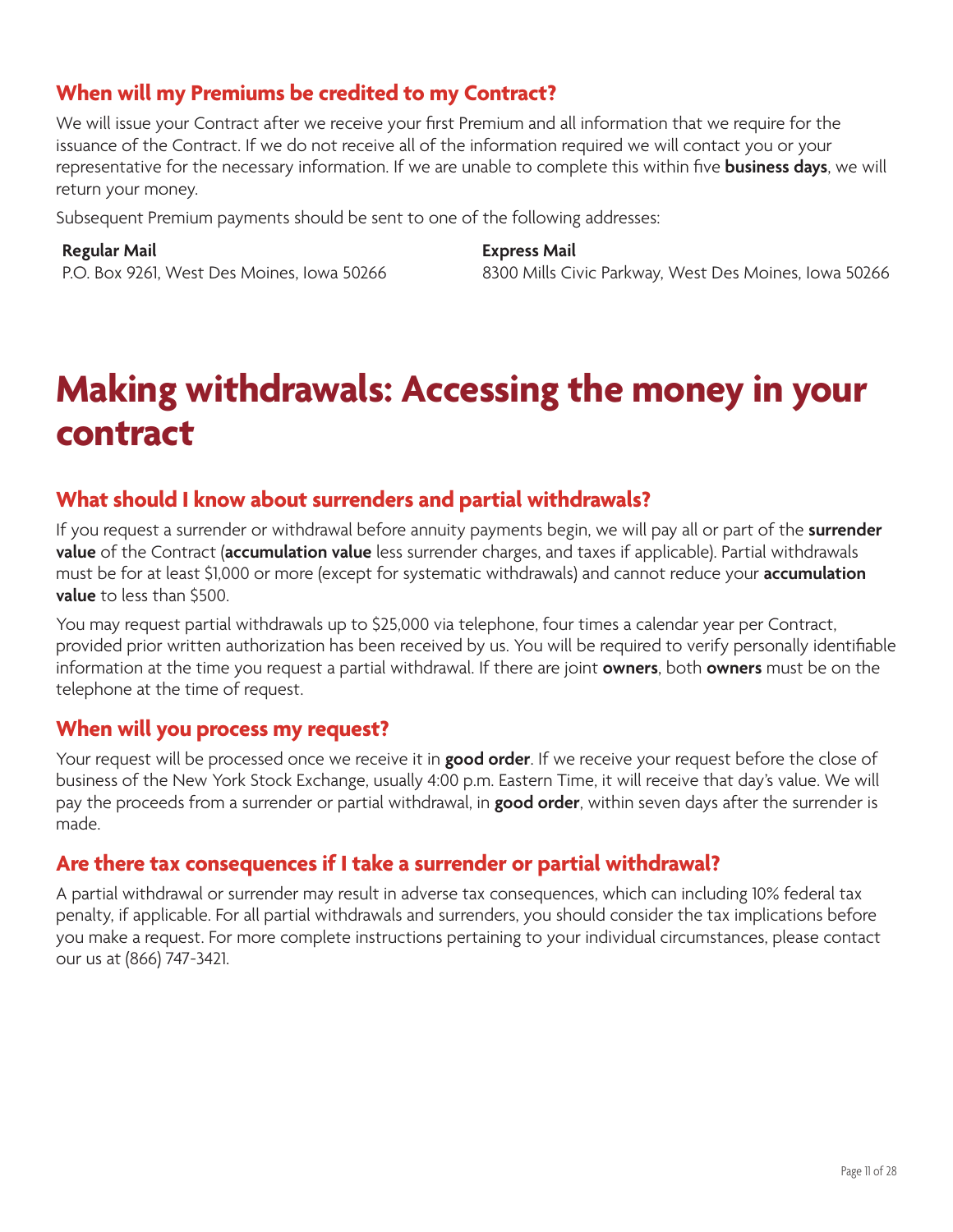### When will my Premiums be credited to my Contract?

We will issue your Contract after we receive your first Premium and all information that we require for the issuance of the Contract. If we do not receive all of the information required we will contact you or your representative for the necessary information. If we are unable to complete this within five **business days**, we will return your money.

Subsequent Premium payments should be sent to one of the following addresses:

**Regular Mail**
P.O. Box 9261, West Des Moines, Iowa 50266

**Express Mail**
8300 Mills Civic Parkway, West Des Moines, Iowa 50266

# Making withdrawals: Accessing the money in your contract

### What should I know about surrenders and partial withdrawals?

If you request a surrender or withdrawal before annuity payments begin, we will pay all or part of the **surrender value** of the Contract (**accumulation value** less surrender charges, and taxes if applicable). Partial withdrawals must be for at least $1,000 or more (except for systematic withdrawals) and cannot reduce your **accumulation value** to less than $500.

You may request partial withdrawals up to $25,000 via telephone, four times a calendar year per Contract, provided prior written authorization has been received by us. You will be required to verify personally identifiable information at the time you request a partial withdrawal. If there are joint **owners**, both **owners** must be on the telephone at the time of request.

### When will you process my request?

Your request will be processed once we receive it in **good order**. If we receive your request before the close of business of the New York Stock Exchange, usually 4:00 p.m. Eastern Time, it will receive that day's value. We will pay the proceeds from a surrender or partial withdrawal, in **good order**, within seven days after the surrender is made.

### Are there tax consequences if I take a surrender or partial withdrawal?

A partial withdrawal or surrender may result in adverse tax consequences, which can including 10% federal tax penalty, if applicable. For all partial withdrawals and surrenders, you should consider the tax implications before you make a request. For more complete instructions pertaining to your individual circumstances, please contact our us at (866) 747-3421.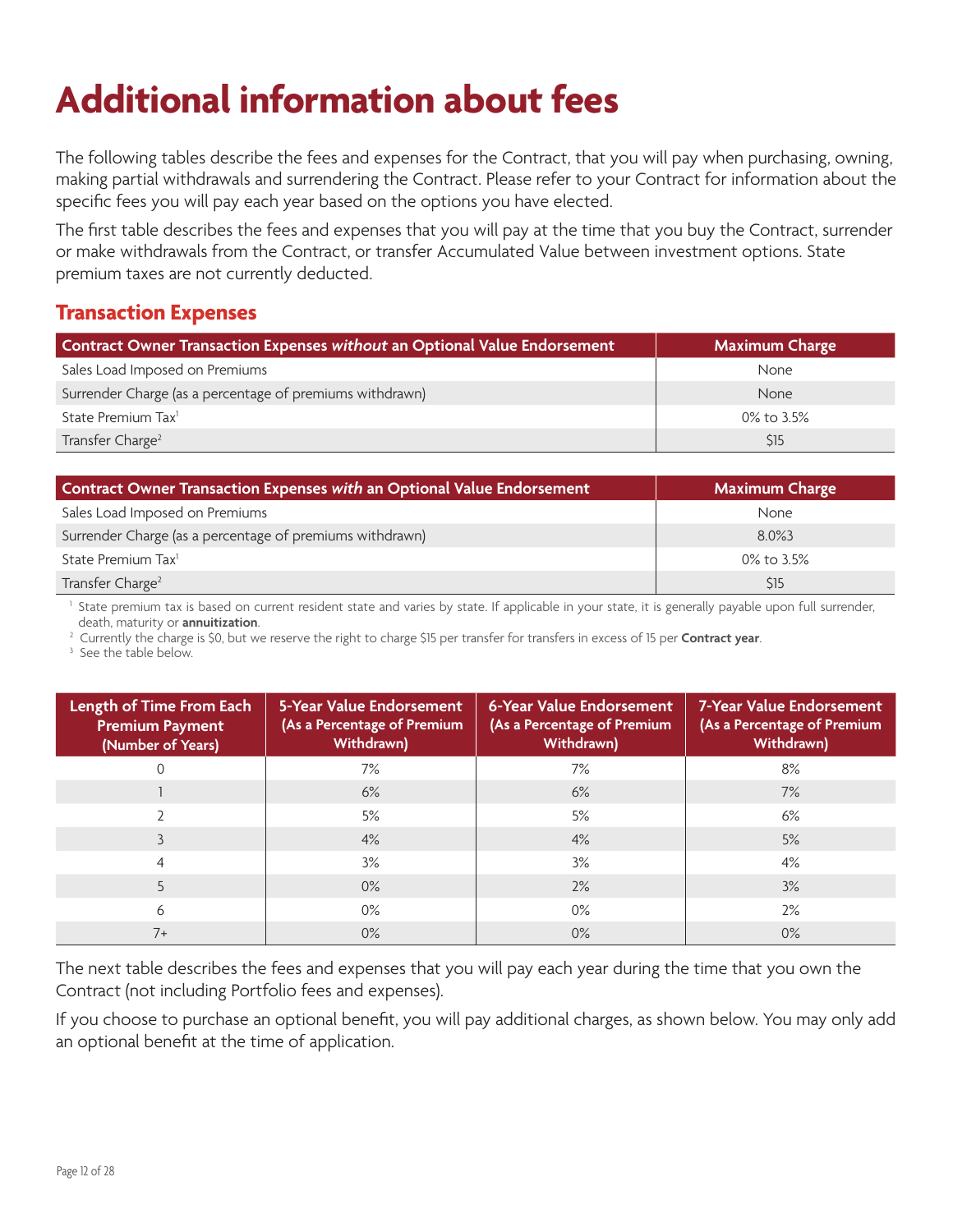# Additional information about fees

The following tables describe the fees and expenses for the Contract, that you will pay when purchasing, owning, making partial withdrawals and surrendering the Contract. Please refer to your Contract for information about the specific fees you will pay each year based on the options you have elected.

The first table describes the fees and expenses that you will pay at the time that you buy the Contract, surrender or make withdrawals from the Contract, or transfer Accumulated Value between investment options. State premium taxes are not currently deducted.

## Transaction Expenses

| Contract Owner Transaction Expenses *without* an Optional Value Endorsement | Maximum Charge |
|---|---|
| Sales Load Imposed on Premiums | None |
| Surrender Charge (as a percentage of premiums withdrawn) | None |
| State Premium Tax[1] | 0% to 3.5% |
| Transfer Charge[2] | $15 |

| Contract Owner Transaction Expenses *with* an Optional Value Endorsement | Maximum Charge |
|---|---|
| Sales Load Imposed on Premiums | None |
| Surrender Charge (as a percentage of premiums withdrawn) | 8.0%3 |
| State Premium Tax[1] | 0% to 3.5% |
| Transfer Charge[2] | $15 |

[1] State premium tax is based on current resident state and varies by state. If applicable in your state, it is generally payable upon full surrender, death, maturity or **annuitization**.

[2] Currently the charge is $0, but we reserve the right to charge $15 per transfer for transfers in excess of 15 per **Contract year**.

[3] See the table below.

| Length of Time From Each Premium Payment (Number of Years) | 5-Year Value Endorsement (As a Percentage of Premium Withdrawn) | 6-Year Value Endorsement (As a Percentage of Premium Withdrawn) | 7-Year Value Endorsement (As a Percentage of Premium Withdrawn) |
|---|---|---|---|
| 0 | 7% | 7% | 8% |
| 1 | 6% | 6% | 7% |
| 2 | 5% | 5% | 6% |
| 3 | 4% | 4% | 5% |
| 4 | 3% | 3% | 4% |
| 5 | 0% | 2% | 3% |
| 6 | 0% | 0% | 2% |
| 7+ | 0% | 0% | 0% |

The next table describes the fees and expenses that you will pay each year during the time that you own the Contract (not including Portfolio fees and expenses).

If you choose to purchase an optional benefit, you will pay additional charges, as shown below. You may only add an optional benefit at the time of application.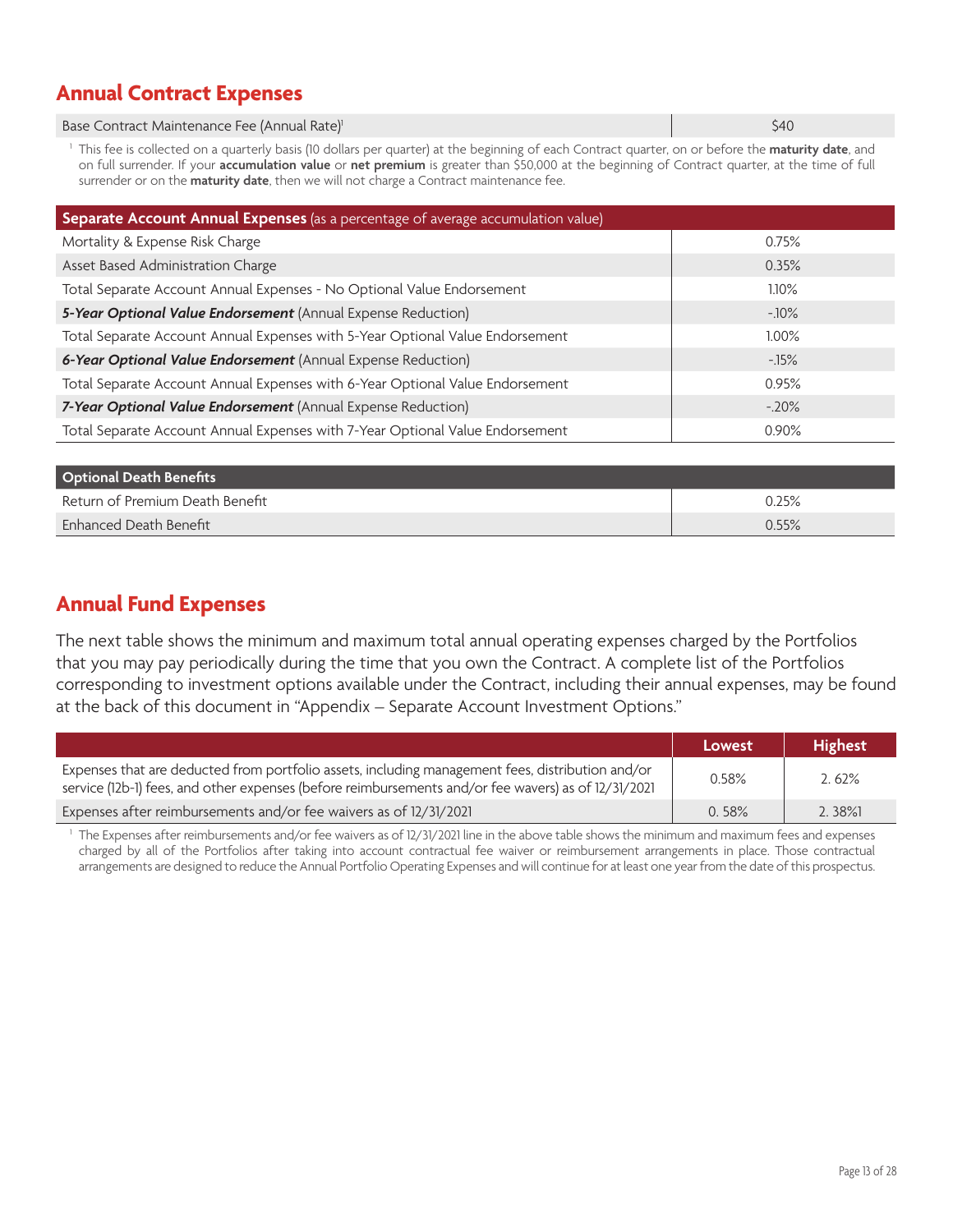## Annual Contract Expenses

| Base Contract Maintenance Fee (Annual Rate)[1] | $40 |
|---|---|

[1] This fee is collected on a quarterly basis (10 dollars per quarter) at the beginning of each Contract quarter, on or before the **maturity date**, and on full surrender. If your **accumulation value** or **net premium** is greater than $50,000 at the beginning of Contract quarter, at the time of full surrender or on the **maturity date**, then we will not charge a Contract maintenance fee.

| **Separate Account Annual Expenses** (as a percentage of average accumulation value) | |
|---|---|
| Mortality & Expense Risk Charge | 0.75% |
| Asset Based Administration Charge | 0.35% |
| Total Separate Account Annual Expenses - No Optional Value Endorsement | 1.10% |
| ***5-Year Optional Value Endorsement*** (Annual Expense Reduction) | -.10% |
| Total Separate Account Annual Expenses with 5-Year Optional Value Endorsement | 1.00% |
| ***6-Year Optional Value Endorsement*** (Annual Expense Reduction) | -.15% |
| Total Separate Account Annual Expenses with 6-Year Optional Value Endorsement | 0.95% |
| ***7-Year Optional Value Endorsement*** (Annual Expense Reduction) | -.20% |
| Total Separate Account Annual Expenses with 7-Year Optional Value Endorsement | 0.90% |

| **Optional Death Benefits** | |
|---|---|
| Return of Premium Death Benefit | 0.25% |
| Enhanced Death Benefit | 0.55% |

## Annual Fund Expenses

The next table shows the minimum and maximum total annual operating expenses charged by the Portfolios that you may pay periodically during the time that you own the Contract. A complete list of the Portfolios corresponding to investment options available under the Contract, including their annual expenses, may be found at the back of this document in "Appendix – Separate Account Investment Options."

| | Lowest | Highest |
|---|---|---|
| Expenses that are deducted from portfolio assets, including management fees, distribution and/or service (12b-1) fees, and other expenses (before reimbursements and/or fee wavers) as of 12/31/2021 | 0.58% | 2. 62% |
| Expenses after reimbursements and/or fee waivers as of 12/31/2021 | 0. 58% | 2. 38%[1] |

[1] The Expenses after reimbursements and/or fee waivers as of 12/31/2021 line in the above table shows the minimum and maximum fees and expenses charged by all of the Portfolios after taking into account contractual fee waiver or reimbursement arrangements in place. Those contractual arrangements are designed to reduce the Annual Portfolio Operating Expenses and will continue for at least one year from the date of this prospectus.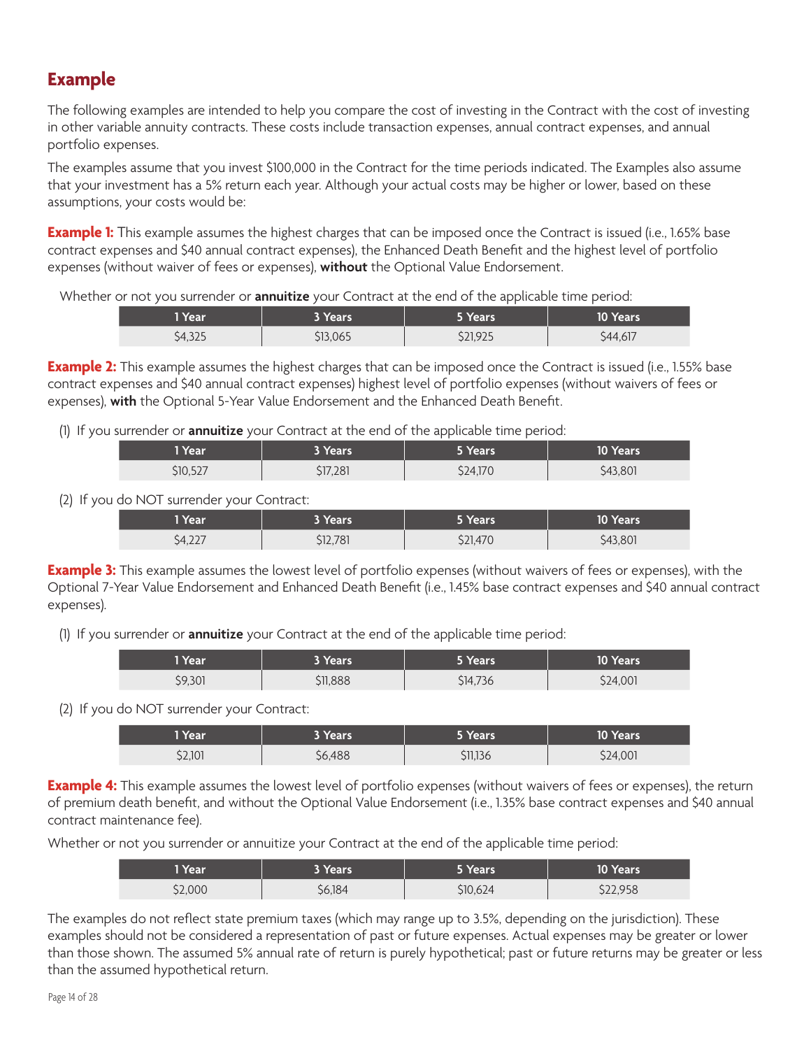## Example

The following examples are intended to help you compare the cost of investing in the Contract with the cost of investing in other variable annuity contracts. These costs include transaction expenses, annual contract expenses, and annual portfolio expenses.

The examples assume that you invest $100,000 in the Contract for the time periods indicated. The Examples also assume that your investment has a 5% return each year. Although your actual costs may be higher or lower, based on these assumptions, your costs would be:

**Example 1:** This example assumes the highest charges that can be imposed once the Contract is issued (i.e., 1.65% base contract expenses and $40 annual contract expenses), the Enhanced Death Benefit and the highest level of portfolio expenses (without waiver of fees or expenses), **without** the Optional Value Endorsement.

Whether or not you surrender or **annuitize** your Contract at the end of the applicable time period:

| 1 Year | 3 Years | 5 Years | 10 Years |
|---|---|---|---|
| $4,325 | $13,065 | $21,925 | $44,617 |

**Example 2:** This example assumes the highest charges that can be imposed once the Contract is issued (i.e., 1.55% base contract expenses and $40 annual contract expenses) highest level of portfolio expenses (without waivers of fees or expenses), **with** the Optional 5-Year Value Endorsement and the Enhanced Death Benefit.

(1) If you surrender or **annuitize** your Contract at the end of the applicable time period:

| 1 Year | 3 Years | 5 Years | 10 Years |
|---|---|---|---|
| $10,527 | $17,281 | $24,170 | $43,801 |

(2) If you do NOT surrender your Contract:

| 1 Year | 3 Years | 5 Years | 10 Years |
|---|---|---|---|
| $4,227 | $12,781 | $21,470 | $43,801 |

**Example 3:** This example assumes the lowest level of portfolio expenses (without waivers of fees or expenses), with the Optional 7-Year Value Endorsement and Enhanced Death Benefit (i.e., 1.45% base contract expenses and $40 annual contract expenses).

(1) If you surrender or **annuitize** your Contract at the end of the applicable time period:

| 1 Year | 3 Years | 5 Years | 10 Years |
|---|---|---|---|
| $9,301 | $11,888 | $14,736 | $24,001 |

(2) If you do NOT surrender your Contract:

| 1 Year | 3 Years | 5 Years | 10 Years |
|---|---|---|---|
| $2,101 | $6,488 | $11,136 | $24,001 |

**Example 4:** This example assumes the lowest level of portfolio expenses (without waivers of fees or expenses), the return of premium death benefit, and without the Optional Value Endorsement (i.e., 1.35% base contract expenses and $40 annual contract maintenance fee).

Whether or not you surrender or annuitize your Contract at the end of the applicable time period:

| 1 Year | 3 Years | 5 Years | 10 Years |
|---|---|---|---|
| $2,000 | $6,184 | $10,624 | $22,958 |

The examples do not reflect state premium taxes (which may range up to 3.5%, depending on the jurisdiction). These examples should not be considered a representation of past or future expenses. Actual expenses may be greater or lower than those shown. The assumed 5% annual rate of return is purely hypothetical; past or future returns may be greater or less than the assumed hypothetical return.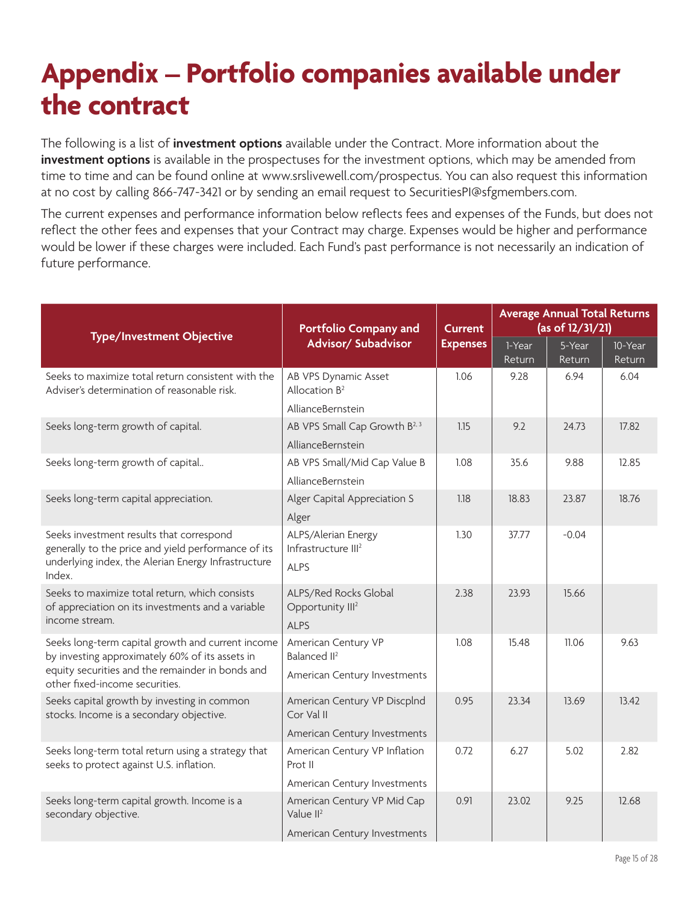# Appendix – Portfolio companies available under the contract

The following is a list of **investment options** available under the Contract. More information about the **investment options** is available in the prospectuses for the investment options, which may be amended from time to time and can be found online at www.srslivewell.com/prospectus. You can also request this information at no cost by calling 866-747-3421 or by sending an email request to SecuritiesPI@sfgmembers.com.

The current expenses and performance information below reflects fees and expenses of the Funds, but does not reflect the other fees and expenses that your Contract may charge. Expenses would be higher and performance would be lower if these charges were included. Each Fund's past performance is not necessarily an indication of future performance.

| Type/Investment Objective | Portfolio Company and Advisor/ Subadvisor | Current Expenses | Average Annual Total Returns (as of 12/31/21) | | |
|---|---|---|---|---|---|
| | | | 1-Year Return | 5-Year Return | 10-Year Return |
| Seeks to maximize total return consistent with the Adviser's determination of reasonable risk. | AB VPS Dynamic Asset Allocation B[2]<br>AllianceBernstein | 1.06 | 9.28 | 6.94 | 6.04 |
| Seeks long-term growth of capital. | AB VPS Small Cap Growth B[2, 3]<br>AllianceBernstein | 1.15 | 9.2 | 24.73 | 17.82 |
| Seeks long-term growth of capital.. | AB VPS Small/Mid Cap Value B<br>AllianceBernstein | 1.08 | 35.6 | 9.88 | 12.85 |
| Seeks long-term capital appreciation. | Alger Capital Appreciation S<br>Alger | 1.18 | 18.83 | 23.87 | 18.76 |
| Seeks investment results that correspond generally to the price and yield performance of its underlying index, the Alerian Energy Infrastructure Index. | ALPS/Alerian Energy Infrastructure III[2]<br>ALPS | 1.30 | 37.77 | -0.04 | |
| Seeks to maximize total return, which consists of appreciation on its investments and a variable income stream. | ALPS/Red Rocks Global Opportunity III[2]<br>ALPS | 2.38 | 23.93 | 15.66 | |
| Seeks long-term capital growth and current income by investing approximately 60% of its assets in equity securities and the remainder in bonds and other fixed-income securities. | American Century VP Balanced II[2]<br>American Century Investments | 1.08 | 15.48 | 11.06 | 9.63 |
| Seeks capital growth by investing in common stocks. Income is a secondary objective. | American Century VP Discplnd Cor Val II<br>American Century Investments | 0.95 | 23.34 | 13.69 | 13.42 |
| Seeks long-term total return using a strategy that seeks to protect against U.S. inflation. | American Century VP Inflation Prot II<br>American Century Investments | 0.72 | 6.27 | 5.02 | 2.82 |
| Seeks long-term capital growth. Income is a secondary objective. | American Century VP Mid Cap Value II[2]<br>American Century Investments | 0.91 | 23.02 | 9.25 | 12.68 |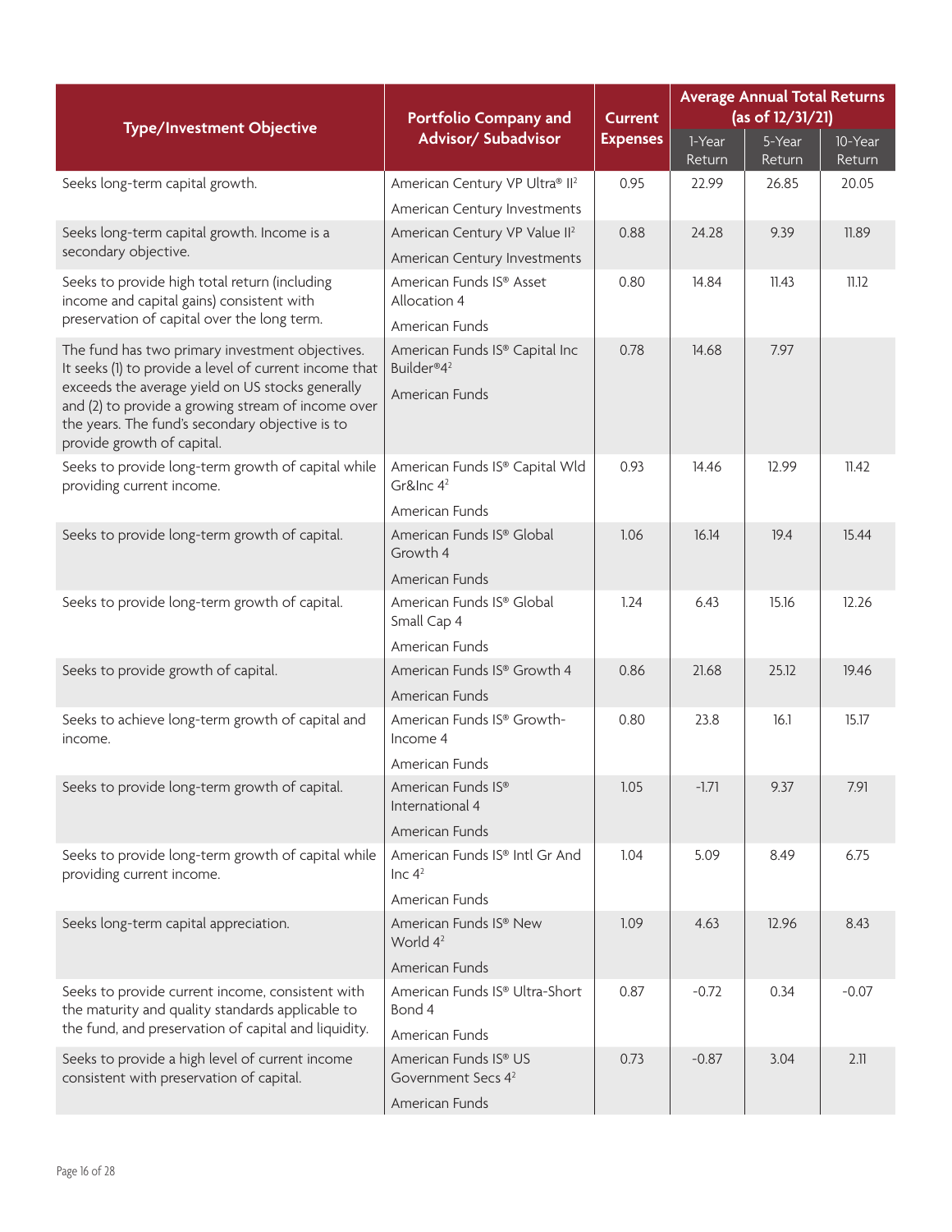| Type/Investment Objective | Portfolio Company and Advisor/ Subadvisor | Current Expenses | Average Annual Total Returns (as of 12/31/21) | | |
|---|---|---|---|---|---|
| | | | 1-Year Return | 5-Year Return | 10-Year Return |
| Seeks long-term capital growth. | American Century VP Ultra® II[2] American Century Investments | 0.95 | 22.99 | 26.85 | 20.05 |
| Seeks long-term capital growth. Income is a secondary objective. | American Century VP Value II[2] American Century Investments | 0.88 | 24.28 | 9.39 | 11.89 |
| Seeks to provide high total return (including income and capital gains) consistent with preservation of capital over the long term. | American Funds IS® Asset Allocation 4 American Funds | 0.80 | 14.84 | 11.43 | 11.12 |
| The fund has two primary investment objectives. It seeks (1) to provide a level of current income that exceeds the average yield on US stocks generally and (2) to provide a growing stream of income over the years. The fund's secondary objective is to provide growth of capital. | American Funds IS® Capital Inc Builder®4[2] American Funds | 0.78 | 14.68 | 7.97 | |
| Seeks to provide long-term growth of capital while providing current income. | American Funds IS® Capital Wld Gr&Inc 4[2] American Funds | 0.93 | 14.46 | 12.99 | 11.42 |
| Seeks to provide long-term growth of capital. | American Funds IS® Global Growth 4 American Funds | 1.06 | 16.14 | 19.4 | 15.44 |
| Seeks to provide long-term growth of capital. | American Funds IS® Global Small Cap 4 American Funds | 1.24 | 6.43 | 15.16 | 12.26 |
| Seeks to provide growth of capital. | American Funds IS® Growth 4 American Funds | 0.86 | 21.68 | 25.12 | 19.46 |
| Seeks to achieve long-term growth of capital and income. | American Funds IS® Growth-Income 4 American Funds | 0.80 | 23.8 | 16.1 | 15.17 |
| Seeks to provide long-term growth of capital. | American Funds IS® International 4 American Funds | 1.05 | -1.71 | 9.37 | 7.91 |
| Seeks to provide long-term growth of capital while providing current income. | American Funds IS® Intl Gr And Inc 4[2] American Funds | 1.04 | 5.09 | 8.49 | 6.75 |
| Seeks long-term capital appreciation. | American Funds IS® New World 4[2] American Funds | 1.09 | 4.63 | 12.96 | 8.43 |
| Seeks to provide current income, consistent with the maturity and quality standards applicable to the fund, and preservation of capital and liquidity. | American Funds IS® Ultra-Short Bond 4 American Funds | 0.87 | -0.72 | 0.34 | -0.07 |
| Seeks to provide a high level of current income consistent with preservation of capital. | American Funds IS® US Government Secs 4[2] American Funds | 0.73 | -0.87 | 3.04 | 2.11 |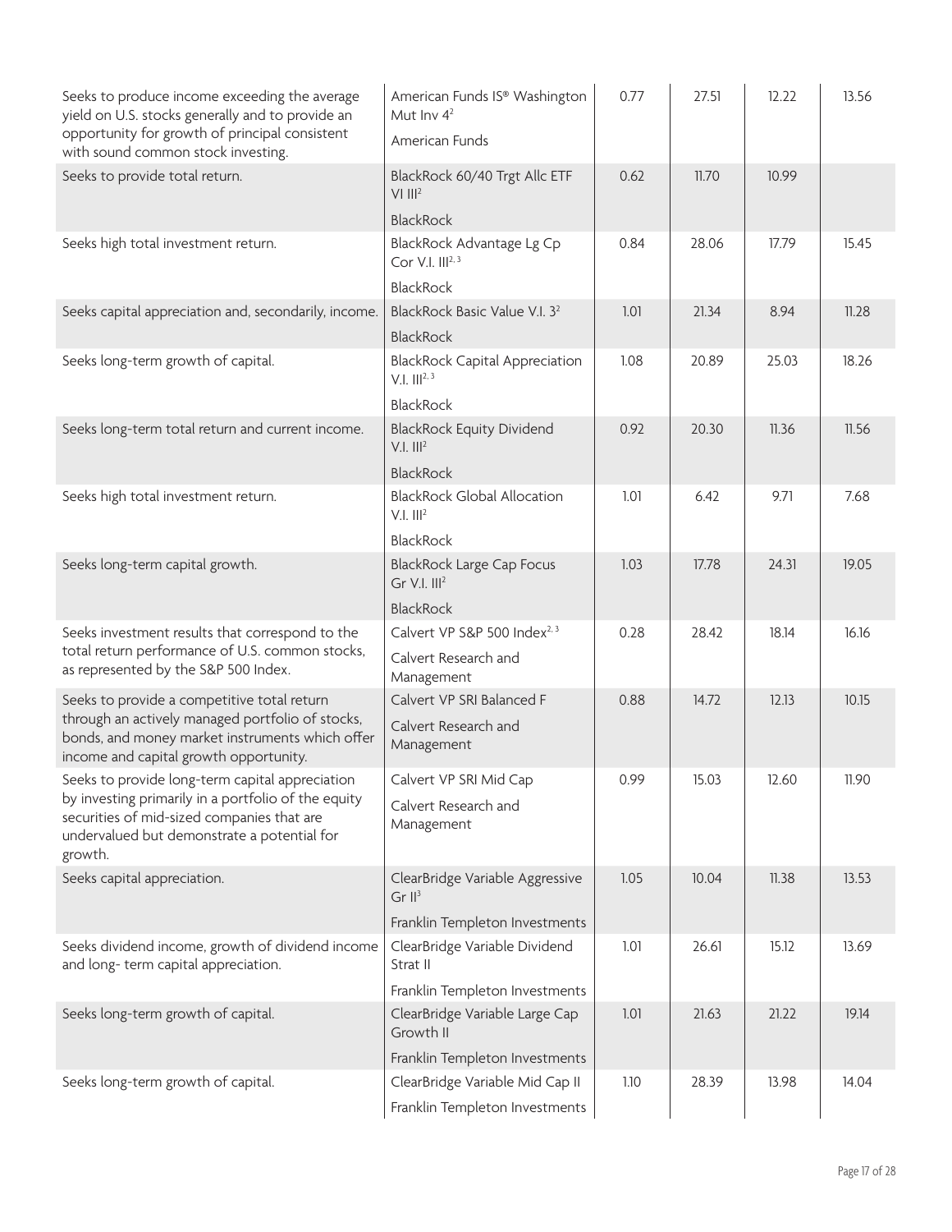| | | | | | |
|---|---|---|---|---|---|
| Seeks to produce income exceeding the average yield on U.S. stocks generally and to provide an opportunity for growth of principal consistent with sound common stock investing. | American Funds IS® Washington Mut Inv 4[2]<br>American Funds | 0.77 | 27.51 | 12.22 | 13.56 |
| Seeks to provide total return. | BlackRock 60/40 Trgt Allc ETF VI III[2]<br>BlackRock | 0.62 | 11.70 | 10.99 | |
| Seeks high total investment return. | BlackRock Advantage Lg Cp Cor V.I. III[2, 3]<br>BlackRock | 0.84 | 28.06 | 17.79 | 15.45 |
| Seeks capital appreciation and, secondarily, income. | BlackRock Basic Value V.I. 3[2]<br>BlackRock | 1.01 | 21.34 | 8.94 | 11.28 |
| Seeks long-term growth of capital. | BlackRock Capital Appreciation V.I. III[2, 3]<br>BlackRock | 1.08 | 20.89 | 25.03 | 18.26 |
| Seeks long-term total return and current income. | BlackRock Equity Dividend V.I. III[2]<br>BlackRock | 0.92 | 20.30 | 11.36 | 11.56 |
| Seeks high total investment return. | BlackRock Global Allocation V.I. III[2]<br>BlackRock | 1.01 | 6.42 | 9.71 | 7.68 |
| Seeks long-term capital growth. | BlackRock Large Cap Focus Gr V.I. III[2]<br>BlackRock | 1.03 | 17.78 | 24.31 | 19.05 |
| Seeks investment results that correspond to the total return performance of U.S. common stocks, as represented by the S&P 500 Index. | Calvert VP S&P 500 Index[2, 3]<br>Calvert Research and Management | 0.28 | 28.42 | 18.14 | 16.16 |
| Seeks to provide a competitive total return through an actively managed portfolio of stocks, bonds, and money market instruments which offer income and capital growth opportunity. | Calvert VP SRI Balanced F<br>Calvert Research and Management | 0.88 | 14.72 | 12.13 | 10.15 |
| Seeks to provide long-term capital appreciation by investing primarily in a portfolio of the equity securities of mid-sized companies that are undervalued but demonstrate a potential for growth. | Calvert VP SRI Mid Cap<br>Calvert Research and Management | 0.99 | 15.03 | 12.60 | 11.90 |
| Seeks capital appreciation. | ClearBridge Variable Aggressive Gr II[3]<br>Franklin Templeton Investments | 1.05 | 10.04 | 11.38 | 13.53 |
| Seeks dividend income, growth of dividend income and long- term capital appreciation. | ClearBridge Variable Dividend Strat II<br>Franklin Templeton Investments | 1.01 | 26.61 | 15.12 | 13.69 |
| Seeks long-term growth of capital. | ClearBridge Variable Large Cap Growth II<br>Franklin Templeton Investments | 1.01 | 21.63 | 21.22 | 19.14 |
| Seeks long-term growth of capital. | ClearBridge Variable Mid Cap II<br>Franklin Templeton Investments | 1.10 | 28.39 | 13.98 | 14.04 |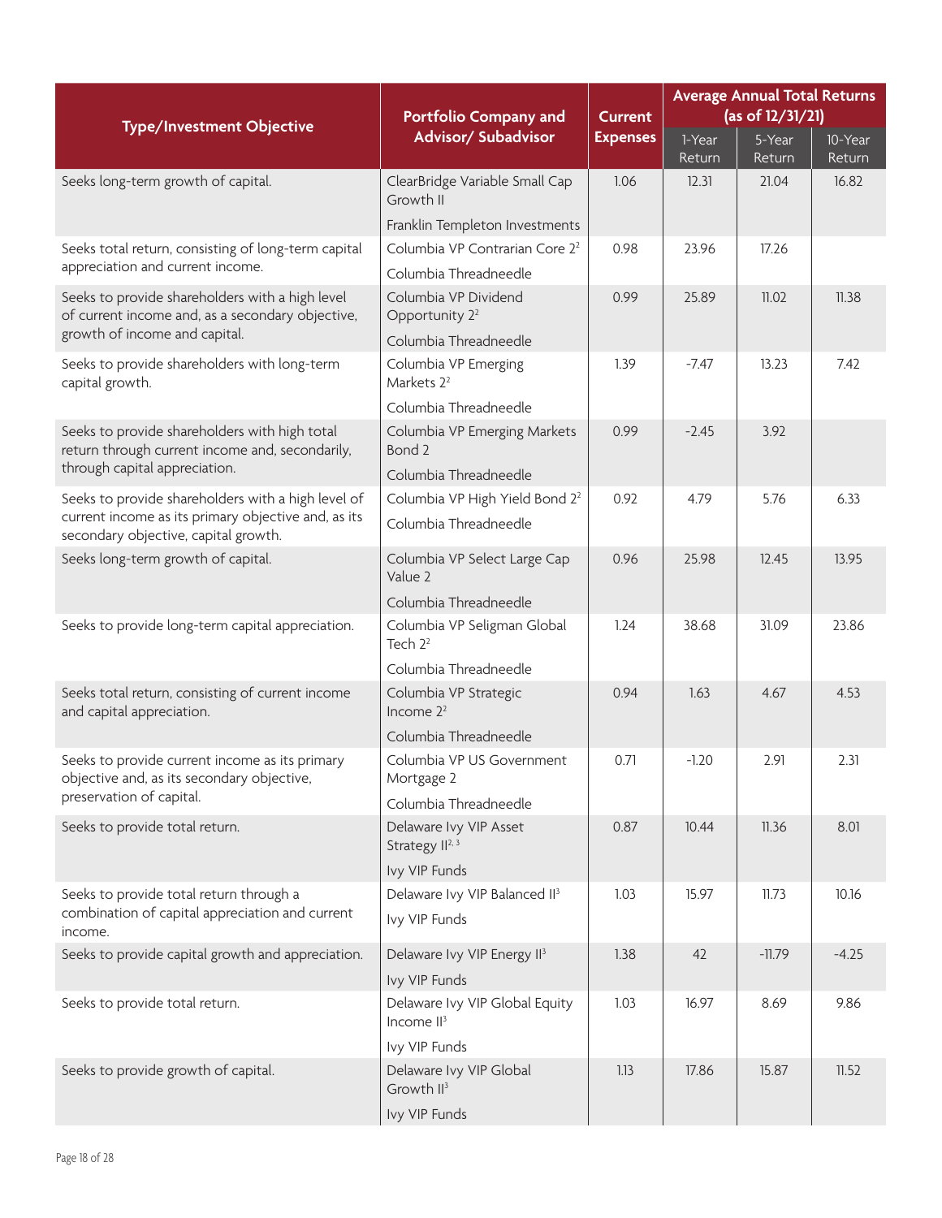| Type/Investment Objective | Portfolio Company and Advisor/ Subadvisor | Current Expenses | Average Annual Total Returns (as of 12/31/21) | | |
|---|---|---|---|---|---|
| | | | 1-Year Return | 5-Year Return | 10-Year Return |
| Seeks long-term growth of capital. | ClearBridge Variable Small Cap Growth II<br>Franklin Templeton Investments | 1.06 | 12.31 | 21.04 | 16.82 |
| Seeks total return, consisting of long-term capital appreciation and current income. | Columbia VP Contrarian Core 2[2]<br>Columbia Threadneedle | 0.98 | 23.96 | 17.26 | |
| Seeks to provide shareholders with a high level of current income and, as a secondary objective, growth of income and capital. | Columbia VP Dividend Opportunity 2[2]<br>Columbia Threadneedle | 0.99 | 25.89 | 11.02 | 11.38 |
| Seeks to provide shareholders with long-term capital growth. | Columbia VP Emerging Markets 2[2]<br>Columbia Threadneedle | 1.39 | -7.47 | 13.23 | 7.42 |
| Seeks to provide shareholders with high total return through current income and, secondarily, through capital appreciation. | Columbia VP Emerging Markets Bond 2<br>Columbia Threadneedle | 0.99 | -2.45 | 3.92 | |
| Seeks to provide shareholders with a high level of current income as its primary objective and, as its secondary objective, capital growth. | Columbia VP High Yield Bond 2[2]<br>Columbia Threadneedle | 0.92 | 4.79 | 5.76 | 6.33 |
| Seeks long-term growth of capital. | Columbia VP Select Large Cap Value 2<br>Columbia Threadneedle | 0.96 | 25.98 | 12.45 | 13.95 |
| Seeks to provide long-term capital appreciation. | Columbia VP Seligman Global Tech 2[2]<br>Columbia Threadneedle | 1.24 | 38.68 | 31.09 | 23.86 |
| Seeks total return, consisting of current income and capital appreciation. | Columbia VP Strategic Income 2[2]<br>Columbia Threadneedle | 0.94 | 1.63 | 4.67 | 4.53 |
| Seeks to provide current income as its primary objective and, as its secondary objective, preservation of capital. | Columbia VP US Government Mortgage 2<br>Columbia Threadneedle | 0.71 | -1.20 | 2.91 | 2.31 |
| Seeks to provide total return. | Delaware Ivy VIP Asset Strategy II[2, 3]<br>Ivy VIP Funds | 0.87 | 10.44 | 11.36 | 8.01 |
| Seeks to provide total return through a combination of capital appreciation and current income. | Delaware Ivy VIP Balanced II[3]<br>Ivy VIP Funds | 1.03 | 15.97 | 11.73 | 10.16 |
| Seeks to provide capital growth and appreciation. | Delaware Ivy VIP Energy II[3]<br>Ivy VIP Funds | 1.38 | 42 | -11.79 | -4.25 |
| Seeks to provide total return. | Delaware Ivy VIP Global Equity Income II[3]<br>Ivy VIP Funds | 1.03 | 16.97 | 8.69 | 9.86 |
| Seeks to provide growth of capital. | Delaware Ivy VIP Global Growth II[3]<br>Ivy VIP Funds | 1.13 | 17.86 | 15.87 | 11.52 |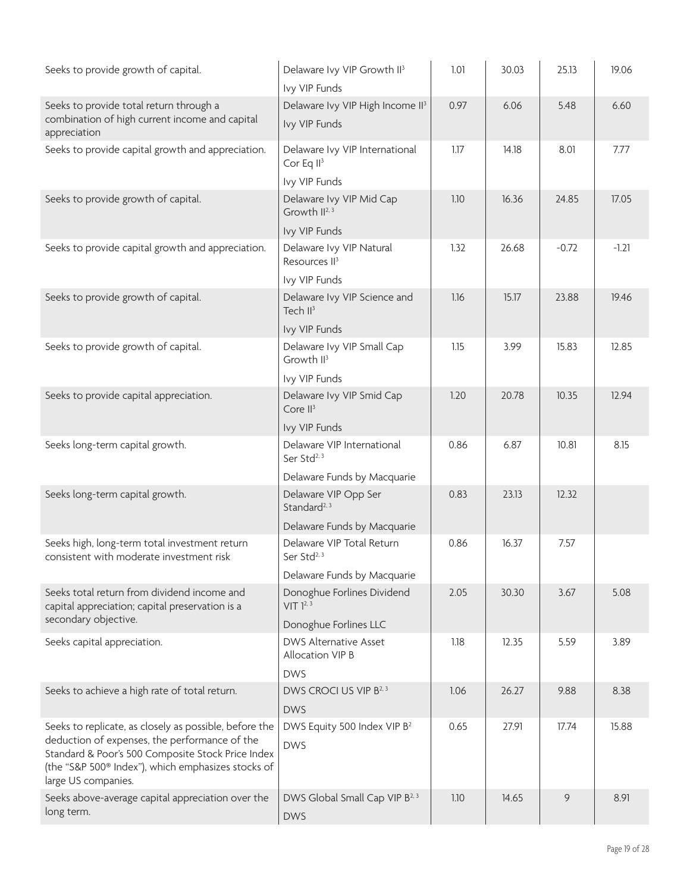| | | | | | |
|---|---|---|---|---|---|
| Seeks to provide growth of capital. | Delaware Ivy VIP Growth II[3]<br>Ivy VIP Funds | 1.01 | 30.03 | 25.13 | 19.06 |
| Seeks to provide total return through a combination of high current income and capital appreciation | Delaware Ivy VIP High Income II[3]<br>Ivy VIP Funds | 0.97 | 6.06 | 5.48 | 6.60 |
| Seeks to provide capital growth and appreciation. | Delaware Ivy VIP International Cor Eq II[3]<br>Ivy VIP Funds | 1.17 | 14.18 | 8.01 | 7.77 |
| Seeks to provide growth of capital. | Delaware Ivy VIP Mid Cap Growth II[2, 3]<br>Ivy VIP Funds | 1.10 | 16.36 | 24.85 | 17.05 |
| Seeks to provide capital growth and appreciation. | Delaware Ivy VIP Natural Resources II[3]<br>Ivy VIP Funds | 1.32 | 26.68 | -0.72 | -1.21 |
| Seeks to provide growth of capital. | Delaware Ivy VIP Science and Tech II[3]<br>Ivy VIP Funds | 1.16 | 15.17 | 23.88 | 19.46 |
| Seeks to provide growth of capital. | Delaware Ivy VIP Small Cap Growth II[3]<br>Ivy VIP Funds | 1.15 | 3.99 | 15.83 | 12.85 |
| Seeks to provide capital appreciation. | Delaware Ivy VIP Smid Cap Core II[3]<br>Ivy VIP Funds | 1.20 | 20.78 | 10.35 | 12.94 |
| Seeks long-term capital growth. | Delaware VIP International Ser Std[2, 3]<br>Delaware Funds by Macquarie | 0.86 | 6.87 | 10.81 | 8.15 |
| Seeks long-term capital growth. | Delaware VIP Opp Ser Standard[2, 3]<br>Delaware Funds by Macquarie | 0.83 | 23.13 | 12.32 | |
| Seeks high, long-term total investment return consistent with moderate investment risk | Delaware VIP Total Return Ser Std[2, 3]<br>Delaware Funds by Macquarie | 0.86 | 16.37 | 7.57 | |
| Seeks total return from dividend income and capital appreciation; capital preservation is a secondary objective. | Donoghue Forlines Dividend VIT 1[2, 3]<br>Donoghue Forlines LLC | 2.05 | 30.30 | 3.67 | 5.08 |
| Seeks capital appreciation. | DWS Alternative Asset Allocation VIP B<br>DWS | 1.18 | 12.35 | 5.59 | 3.89 |
| Seeks to achieve a high rate of total return. | DWS CROCI US VIP B[2, 3]<br>DWS | 1.06 | 26.27 | 9.88 | 8.38 |
| Seeks to replicate, as closely as possible, before the deduction of expenses, the performance of the Standard & Poor's 500 Composite Stock Price Index (the "S&P 500® Index"), which emphasizes stocks of large US companies. | DWS Equity 500 Index VIP B[2]<br>DWS | 0.65 | 27.91 | 17.74 | 15.88 |
| Seeks above-average capital appreciation over the long term. | DWS Global Small Cap VIP B[2, 3]<br>DWS | 1.10 | 14.65 | 9 | 8.91 |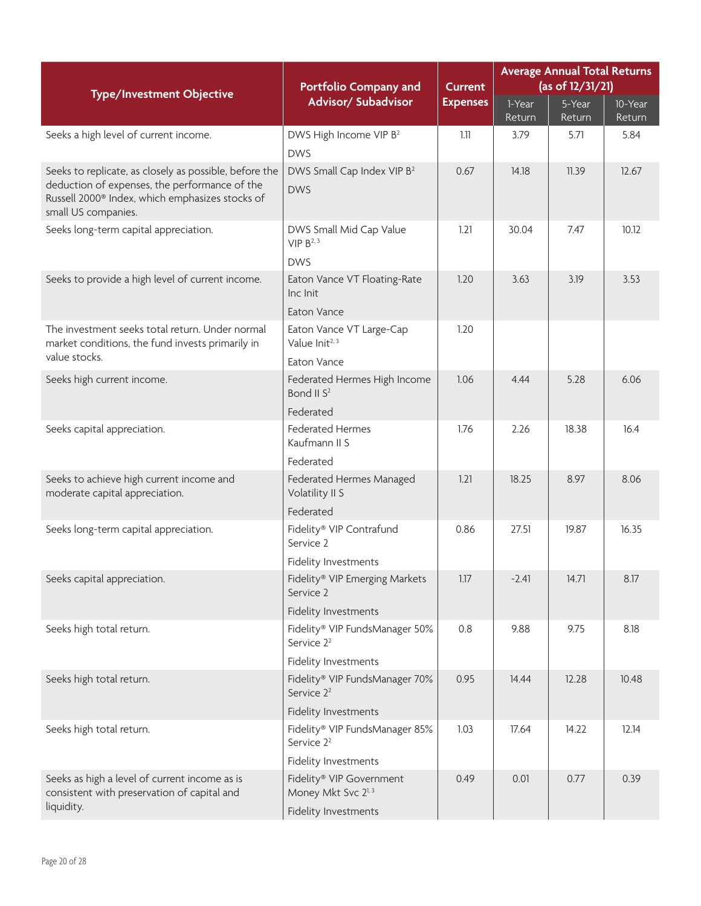| Type/Investment Objective | Portfolio Company and Advisor/ Subadvisor | Current Expenses | Average Annual Total Returns (as of 12/31/21) | | |
|---|---|---|---|---|---|
| | | | 1-Year Return | 5-Year Return | 10-Year Return |
| Seeks a high level of current income. | DWS High Income VIP B[2]<br>DWS | 1.11 | 3.79 | 5.71 | 5.84 |
| Seeks to replicate, as closely as possible, before the deduction of expenses, the performance of the Russell 2000® Index, which emphasizes stocks of small US companies. | DWS Small Cap Index VIP B[2]<br>DWS | 0.67 | 14.18 | 11.39 | 12.67 |
| Seeks long-term capital appreciation. | DWS Small Mid Cap Value VIP B[2, 3]<br>DWS | 1.21 | 30.04 | 7.47 | 10.12 |
| Seeks to provide a high level of current income. | Eaton Vance VT Floating-Rate Inc Init<br>Eaton Vance | 1.20 | 3.63 | 3.19 | 3.53 |
| The investment seeks total return. Under normal market conditions, the fund invests primarily in value stocks. | Eaton Vance VT Large-Cap Value Init[2, 3]<br>Eaton Vance | 1.20 | | | |
| Seeks high current income. | Federated Hermes High Income Bond II S[2]<br>Federated | 1.06 | 4.44 | 5.28 | 6.06 |
| Seeks capital appreciation. | Federated Hermes Kaufmann II S<br>Federated | 1.76 | 2.26 | 18.38 | 16.4 |
| Seeks to achieve high current income and moderate capital appreciation. | Federated Hermes Managed Volatility II S<br>Federated | 1.21 | 18.25 | 8.97 | 8.06 |
| Seeks long-term capital appreciation. | Fidelity® VIP Contrafund Service 2<br>Fidelity Investments | 0.86 | 27.51 | 19.87 | 16.35 |
| Seeks capital appreciation. | Fidelity® VIP Emerging Markets Service 2<br>Fidelity Investments | 1.17 | -2.41 | 14.71 | 8.17 |
| Seeks high total return. | Fidelity® VIP FundsManager 50% Service 2[2]<br>Fidelity Investments | 0.8 | 9.88 | 9.75 | 8.18 |
| Seeks high total return. | Fidelity® VIP FundsManager 70% Service 2[2]<br>Fidelity Investments | 0.95 | 14.44 | 12.28 | 10.48 |
| Seeks high total return. | Fidelity® VIP FundsManager 85% Service 2[2]<br>Fidelity Investments | 1.03 | 17.64 | 14.22 | 12.14 |
| Seeks as high a level of current income as is consistent with preservation of capital and liquidity. | Fidelity® VIP Government Money Mkt Svc 2[1, 3]<br>Fidelity Investments | 0.49 | 0.01 | 0.77 | 0.39 |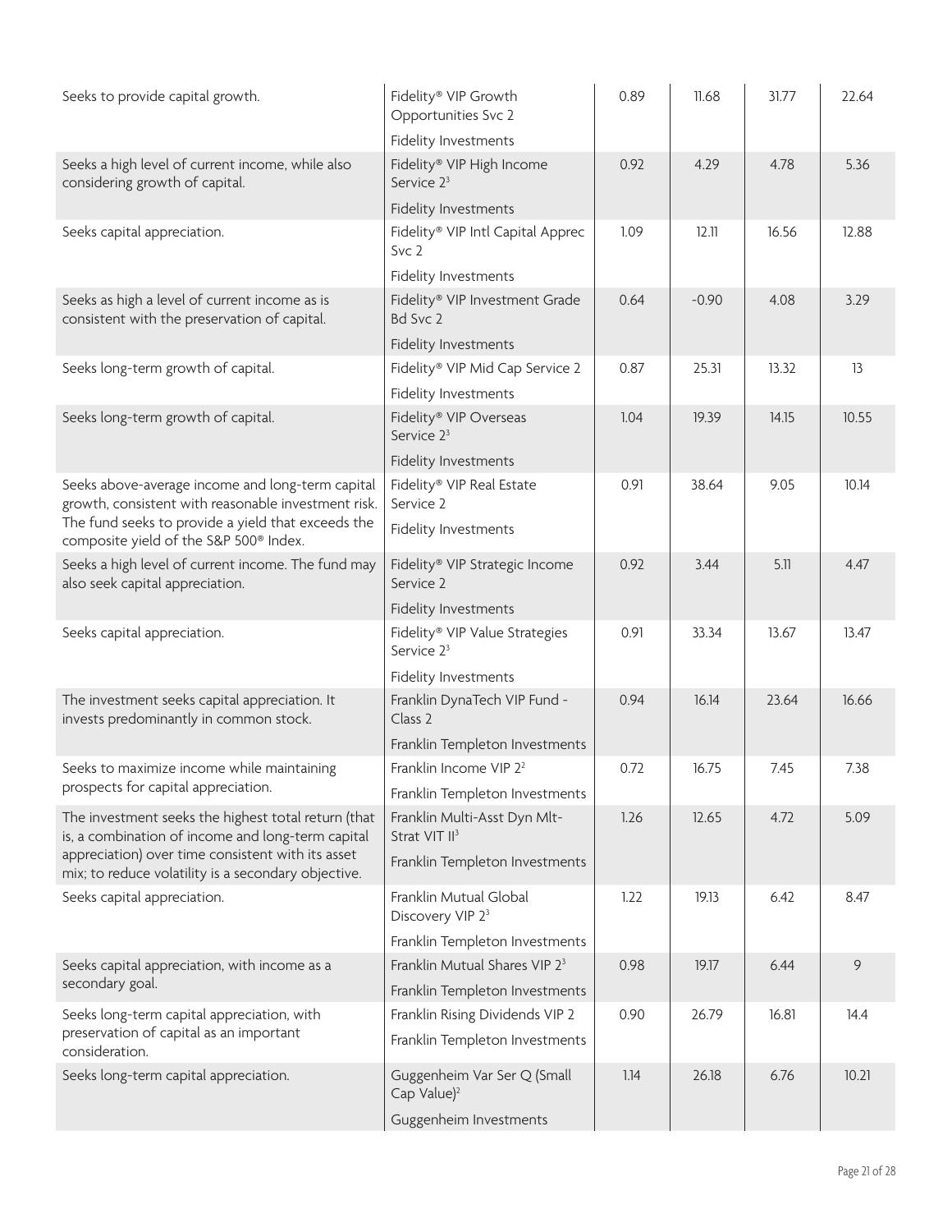| | | | | | |
|---|---|---|---|---|---|
| Seeks to provide capital growth. | Fidelity® VIP Growth Opportunities Svc 2<br>Fidelity Investments | 0.89 | 11.68 | 31.77 | 22.64 |
| Seeks a high level of current income, while also considering growth of capital. | Fidelity® VIP High Income Service 2[3]<br>Fidelity Investments | 0.92 | 4.29 | 4.78 | 5.36 |
| Seeks capital appreciation. | Fidelity® VIP Intl Capital Apprec Svc 2<br>Fidelity Investments | 1.09 | 12.11 | 16.56 | 12.88 |
| Seeks as high a level of current income as is consistent with the preservation of capital. | Fidelity® VIP Investment Grade Bd Svc 2<br>Fidelity Investments | 0.64 | -0.90 | 4.08 | 3.29 |
| Seeks long-term growth of capital. | Fidelity® VIP Mid Cap Service 2<br>Fidelity Investments | 0.87 | 25.31 | 13.32 | 13 |
| Seeks long-term growth of capital. | Fidelity® VIP Overseas Service 2[3]<br>Fidelity Investments | 1.04 | 19.39 | 14.15 | 10.55 |
| Seeks above-average income and long-term capital growth, consistent with reasonable investment risk. The fund seeks to provide a yield that exceeds the composite yield of the S&P 500® Index. | Fidelity® VIP Real Estate Service 2<br>Fidelity Investments | 0.91 | 38.64 | 9.05 | 10.14 |
| Seeks a high level of current income. The fund may also seek capital appreciation. | Fidelity® VIP Strategic Income Service 2<br>Fidelity Investments | 0.92 | 3.44 | 5.11 | 4.47 |
| Seeks capital appreciation. | Fidelity® VIP Value Strategies Service 2[3]<br>Fidelity Investments | 0.91 | 33.34 | 13.67 | 13.47 |
| The investment seeks capital appreciation. It invests predominantly in common stock. | Franklin DynaTech VIP Fund - Class 2<br>Franklin Templeton Investments | 0.94 | 16.14 | 23.64 | 16.66 |
| Seeks to maximize income while maintaining prospects for capital appreciation. | Franklin Income VIP 2[2]<br>Franklin Templeton Investments | 0.72 | 16.75 | 7.45 | 7.38 |
| The investment seeks the highest total return (that is, a combination of income and long-term capital appreciation) over time consistent with its asset mix; to reduce volatility is a secondary objective. | Franklin Multi-Asst Dyn Mlt-Strat VIT II[3]<br>Franklin Templeton Investments | 1.26 | 12.65 | 4.72 | 5.09 |
| Seeks capital appreciation. | Franklin Mutual Global Discovery VIP 2[3]<br>Franklin Templeton Investments | 1.22 | 19.13 | 6.42 | 8.47 |
| Seeks capital appreciation, with income as a secondary goal. | Franklin Mutual Shares VIP 2[3]<br>Franklin Templeton Investments | 0.98 | 19.17 | 6.44 | 9 |
| Seeks long-term capital appreciation, with preservation of capital as an important consideration. | Franklin Rising Dividends VIP 2<br>Franklin Templeton Investments | 0.90 | 26.79 | 16.81 | 14.4 |
| Seeks long-term capital appreciation. | Guggenheim Var Ser Q (Small Cap Value)[2]<br>Guggenheim Investments | 1.14 | 26.18 | 6.76 | 10.21 |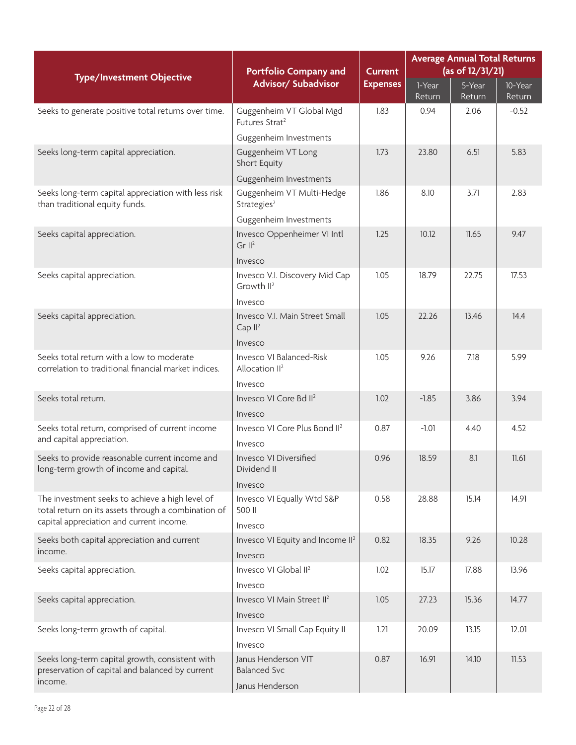| Type/Investment Objective | Portfolio Company and Advisor/ Subadvisor | Current Expenses | Average Annual Total Returns (as of 12/31/21) | | |
|---|---|---|---|---|---|
| | | | 1-Year Return | 5-Year Return | 10-Year Return |
| Seeks to generate positive total returns over time. | Guggenheim VT Global Mgd Futures Strat[2]<br>Guggenheim Investments | 1.83 | 0.94 | 2.06 | -0.52 |
| Seeks long-term capital appreciation. | Guggenheim VT Long Short Equity<br>Guggenheim Investments | 1.73 | 23.80 | 6.51 | 5.83 |
| Seeks long-term capital appreciation with less risk than traditional equity funds. | Guggenheim VT Multi-Hedge Strategies[2]<br>Guggenheim Investments | 1.86 | 8.10 | 3.71 | 2.83 |
| Seeks capital appreciation. | Invesco Oppenheimer VI Intl Gr II[2]<br>Invesco | 1.25 | 10.12 | 11.65 | 9.47 |
| Seeks capital appreciation. | Invesco V.I. Discovery Mid Cap Growth II[2]<br>Invesco | 1.05 | 18.79 | 22.75 | 17.53 |
| Seeks capital appreciation. | Invesco V.I. Main Street Small Cap II[2]<br>Invesco | 1.05 | 22.26 | 13.46 | 14.4 |
| Seeks total return with a low to moderate correlation to traditional financial market indices. | Invesco VI Balanced-Risk Allocation II[2]<br>Invesco | 1.05 | 9.26 | 7.18 | 5.99 |
| Seeks total return. | Invesco VI Core Bd II[2]<br>Invesco | 1.02 | -1.85 | 3.86 | 3.94 |
| Seeks total return, comprised of current income and capital appreciation. | Invesco VI Core Plus Bond II[2]<br>Invesco | 0.87 | -1.01 | 4.40 | 4.52 |
| Seeks to provide reasonable current income and long-term growth of income and capital. | Invesco VI Diversified Dividend II<br>Invesco | 0.96 | 18.59 | 8.1 | 11.61 |
| The investment seeks to achieve a high level of total return on its assets through a combination of capital appreciation and current income. | Invesco VI Equally Wtd S&P 500 II<br>Invesco | 0.58 | 28.88 | 15.14 | 14.91 |
| Seeks both capital appreciation and current income. | Invesco VI Equity and Income II[2]<br>Invesco | 0.82 | 18.35 | 9.26 | 10.28 |
| Seeks capital appreciation. | Invesco VI Global II[2]<br>Invesco | 1.02 | 15.17 | 17.88 | 13.96 |
| Seeks capital appreciation. | Invesco VI Main Street II[2]<br>Invesco | 1.05 | 27.23 | 15.36 | 14.77 |
| Seeks long-term growth of capital. | Invesco VI Small Cap Equity II<br>Invesco | 1.21 | 20.09 | 13.15 | 12.01 |
| Seeks long-term capital growth, consistent with preservation of capital and balanced by current income. | Janus Henderson VIT Balanced Svc<br>Janus Henderson | 0.87 | 16.91 | 14.10 | 11.53 |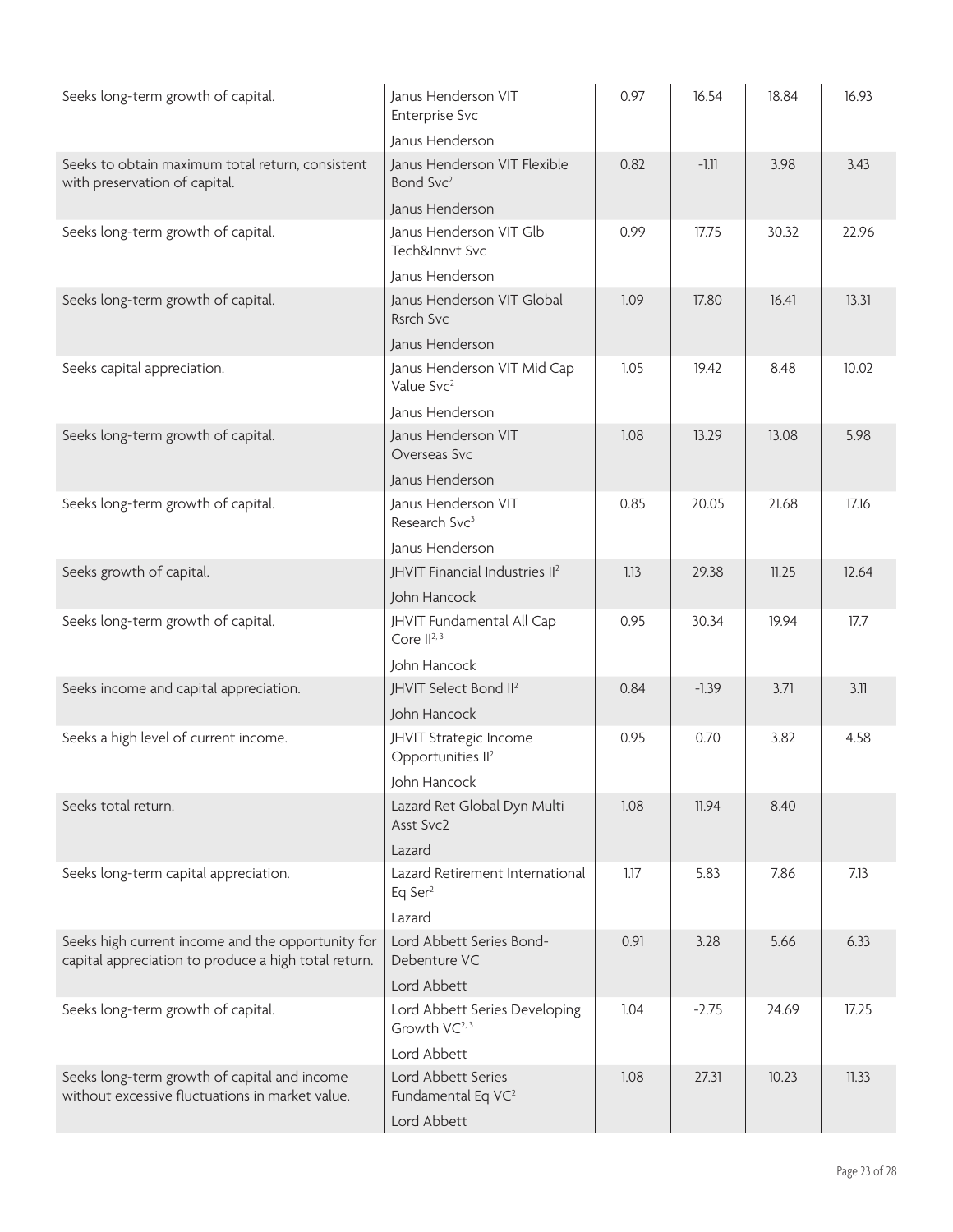| | | | | | |
|---|---|---|---|---|---|
| Seeks long-term growth of capital. | Janus Henderson VIT Enterprise Svc<br>Janus Henderson | 0.97 | 16.54 | 18.84 | 16.93 |
| Seeks to obtain maximum total return, consistent with preservation of capital. | Janus Henderson VIT Flexible Bond Svc[2]<br>Janus Henderson | 0.82 | -1.11 | 3.98 | 3.43 |
| Seeks long-term growth of capital. | Janus Henderson VIT Glb Tech&Innvt Svc<br>Janus Henderson | 0.99 | 17.75 | 30.32 | 22.96 |
| Seeks long-term growth of capital. | Janus Henderson VIT Global Rsrch Svc<br>Janus Henderson | 1.09 | 17.80 | 16.41 | 13.31 |
| Seeks capital appreciation. | Janus Henderson VIT Mid Cap Value Svc[2]<br>Janus Henderson | 1.05 | 19.42 | 8.48 | 10.02 |
| Seeks long-term growth of capital. | Janus Henderson VIT Overseas Svc<br>Janus Henderson | 1.08 | 13.29 | 13.08 | 5.98 |
| Seeks long-term growth of capital. | Janus Henderson VIT Research Svc[3]<br>Janus Henderson | 0.85 | 20.05 | 21.68 | 17.16 |
| Seeks growth of capital. | JHVIT Financial Industries II[2]<br>John Hancock | 1.13 | 29.38 | 11.25 | 12.64 |
| Seeks long-term growth of capital. | JHVIT Fundamental All Cap Core II[2,3]<br>John Hancock | 0.95 | 30.34 | 19.94 | 17.7 |
| Seeks income and capital appreciation. | JHVIT Select Bond II[2]<br>John Hancock | 0.84 | -1.39 | 3.71 | 3.11 |
| Seeks a high level of current income. | JHVIT Strategic Income Opportunities II[2]<br>John Hancock | 0.95 | 0.70 | 3.82 | 4.58 |
| Seeks total return. | Lazard Ret Global Dyn Multi Asst Svc2<br>Lazard | 1.08 | 11.94 | 8.40 | |
| Seeks long-term capital appreciation. | Lazard Retirement International Eq Ser[2]<br>Lazard | 1.17 | 5.83 | 7.86 | 7.13 |
| Seeks high current income and the opportunity for capital appreciation to produce a high total return. | Lord Abbett Series Bond-Debenture VC<br>Lord Abbett | 0.91 | 3.28 | 5.66 | 6.33 |
| Seeks long-term growth of capital. | Lord Abbett Series Developing Growth VC[2,3]<br>Lord Abbett | 1.04 | -2.75 | 24.69 | 17.25 |
| Seeks long-term growth of capital and income without excessive fluctuations in market value. | Lord Abbett Series Fundamental Eq VC[2]<br>Lord Abbett | 1.08 | 27.31 | 10.23 | 11.33 |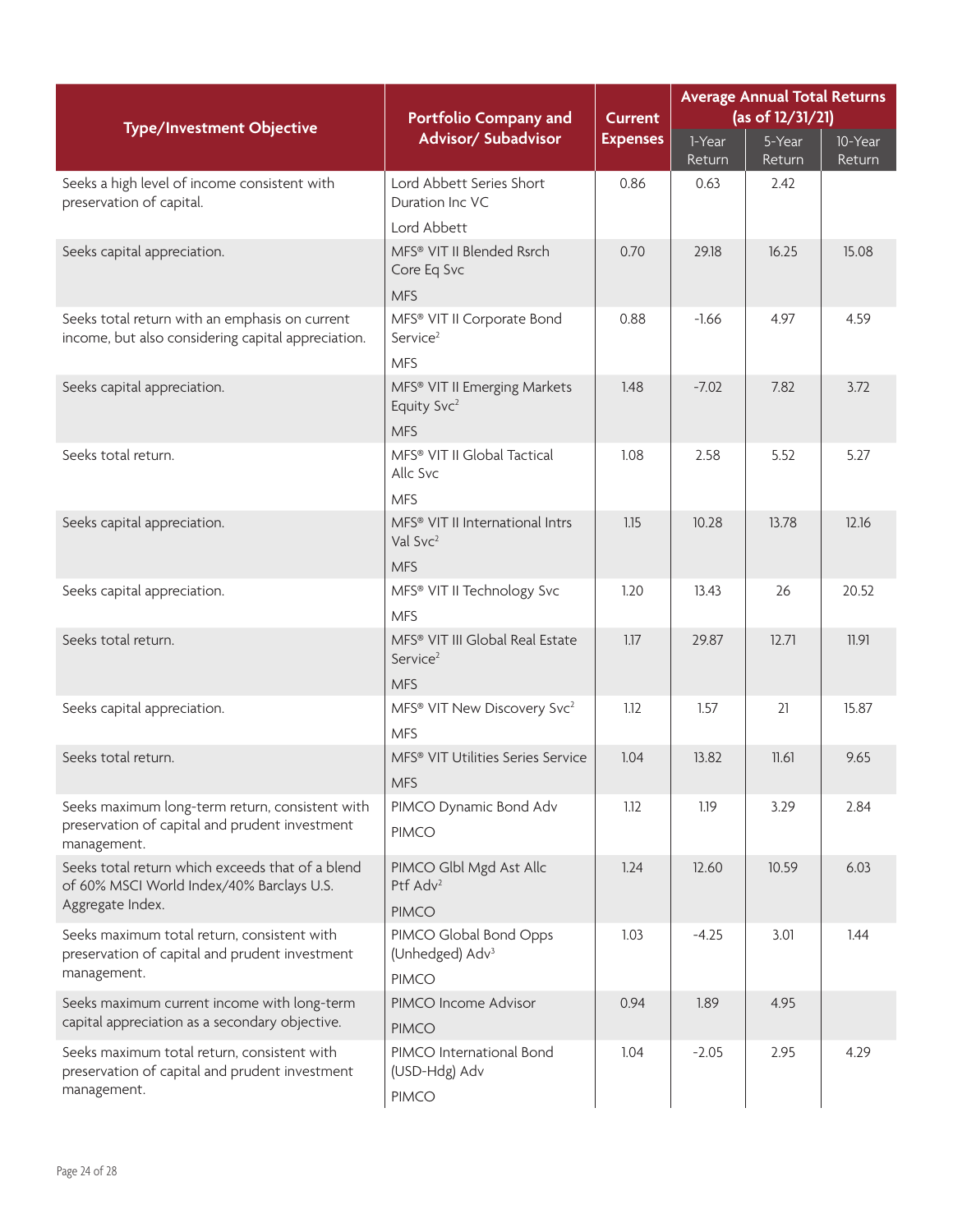| Type/Investment Objective | Portfolio Company and Advisor/ Subadvisor | Current Expenses | Average Annual Total Returns (as of 12/31/21) | | |
|---|---|---|---|---|---|
| | | | 1-Year Return | 5-Year Return | 10-Year Return |
| Seeks a high level of income consistent with preservation of capital. | Lord Abbett Series Short Duration Inc VC<br>Lord Abbett | 0.86 | 0.63 | 2.42 | |
| Seeks capital appreciation. | MFS® VIT II Blended Rsrch Core Eq Svc<br>MFS | 0.70 | 29.18 | 16.25 | 15.08 |
| Seeks total return with an emphasis on current income, but also considering capital appreciation. | MFS® VIT II Corporate Bond Service[2]<br>MFS | 0.88 | -1.66 | 4.97 | 4.59 |
| Seeks capital appreciation. | MFS® VIT II Emerging Markets Equity Svc[2]<br>MFS | 1.48 | -7.02 | 7.82 | 3.72 |
| Seeks total return. | MFS® VIT II Global Tactical Allc Svc<br>MFS | 1.08 | 2.58 | 5.52 | 5.27 |
| Seeks capital appreciation. | MFS® VIT II International Intrs Val Svc[2]<br>MFS | 1.15 | 10.28 | 13.78 | 12.16 |
| Seeks capital appreciation. | MFS® VIT II Technology Svc<br>MFS | 1.20 | 13.43 | 26 | 20.52 |
| Seeks total return. | MFS® VIT III Global Real Estate Service[2]<br>MFS | 1.17 | 29.87 | 12.71 | 11.91 |
| Seeks capital appreciation. | MFS® VIT New Discovery Svc[2]<br>MFS | 1.12 | 1.57 | 21 | 15.87 |
| Seeks total return. | MFS® VIT Utilities Series Service<br>MFS | 1.04 | 13.82 | 11.61 | 9.65 |
| Seeks maximum long-term return, consistent with preservation of capital and prudent investment management. | PIMCO Dynamic Bond Adv<br>PIMCO | 1.12 | 1.19 | 3.29 | 2.84 |
| Seeks total return which exceeds that of a blend of 60% MSCI World Index/40% Barclays U.S. Aggregate Index. | PIMCO Glbl Mgd Ast Allc Ptf Adv[2]<br>PIMCO | 1.24 | 12.60 | 10.59 | 6.03 |
| Seeks maximum total return, consistent with preservation of capital and prudent investment management. | PIMCO Global Bond Opps (Unhedged) Adv[3]<br>PIMCO | 1.03 | -4.25 | 3.01 | 1.44 |
| Seeks maximum current income with long-term capital appreciation as a secondary objective. | PIMCO Income Advisor<br>PIMCO | 0.94 | 1.89 | 4.95 | |
| Seeks maximum total return, consistent with preservation of capital and prudent investment management. | PIMCO International Bond (USD-Hdg) Adv<br>PIMCO | 1.04 | -2.05 | 2.95 | 4.29 |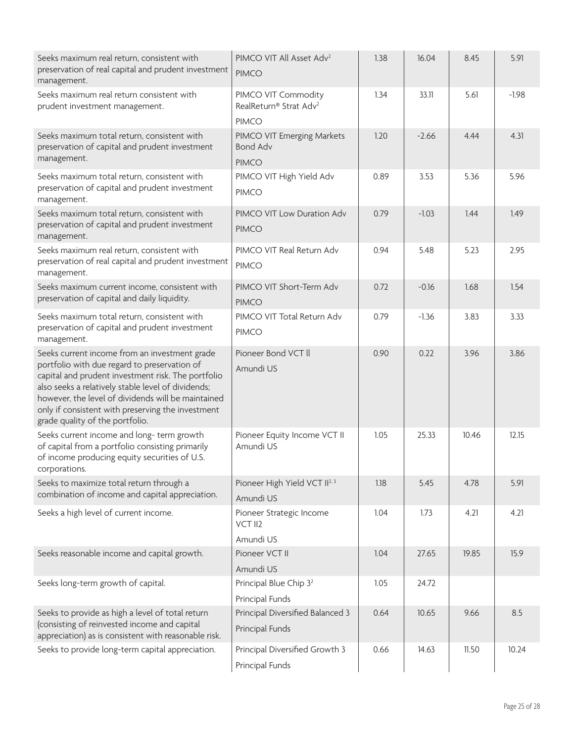| | | | | | |
|---|---|---|---|---|---|
| Seeks maximum real return, consistent with preservation of real capital and prudent investment management. | PIMCO VIT All Asset Adv[2]<br>PIMCO | 1.38 | 16.04 | 8.45 | 5.91 |
| Seeks maximum real return consistent with prudent investment management. | PIMCO VIT Commodity RealReturn® Strat Adv[2]<br>PIMCO | 1.34 | 33.11 | 5.61 | -1.98 |
| Seeks maximum total return, consistent with preservation of capital and prudent investment management. | PIMCO VIT Emerging Markets Bond Adv<br>PIMCO | 1.20 | -2.66 | 4.44 | 4.31 |
| Seeks maximum total return, consistent with preservation of capital and prudent investment management. | PIMCO VIT High Yield Adv<br>PIMCO | 0.89 | 3.53 | 5.36 | 5.96 |
| Seeks maximum total return, consistent with preservation of capital and prudent investment management. | PIMCO VIT Low Duration Adv<br>PIMCO | 0.79 | -1.03 | 1.44 | 1.49 |
| Seeks maximum real return, consistent with preservation of real capital and prudent investment management. | PIMCO VIT Real Return Adv<br>PIMCO | 0.94 | 5.48 | 5.23 | 2.95 |
| Seeks maximum current income, consistent with preservation of capital and daily liquidity. | PIMCO VIT Short-Term Adv<br>PIMCO | 0.72 | -0.16 | 1.68 | 1.54 |
| Seeks maximum total return, consistent with preservation of capital and prudent investment management. | PIMCO VIT Total Return Adv<br>PIMCO | 0.79 | -1.36 | 3.83 | 3.33 |
| Seeks current income from an investment grade portfolio with due regard to preservation of capital and prudent investment risk. The portfolio also seeks a relatively stable level of dividends; however, the level of dividends will be maintained only if consistent with preserving the investment grade quality of the portfolio. | Pioneer Bond VCT ll<br>Amundi US | 0.90 | 0.22 | 3.96 | 3.86 |
| Seeks current income and long- term growth of capital from a portfolio consisting primarily of income producing equity securities of U.S. corporations. | Pioneer Equity Income VCT II<br>Amundi US | 1.05 | 25.33 | 10.46 | 12.15 |
| Seeks to maximize total return through a combination of income and capital appreciation. | Pioneer High Yield VCT II[2, 3]<br>Amundi US | 1.18 | 5.45 | 4.78 | 5.91 |
| Seeks a high level of current income. | Pioneer Strategic Income VCT II2<br>Amundi US | 1.04 | 1.73 | 4.21 | 4.21 |
| Seeks reasonable income and capital growth. | Pioneer VCT II<br>Amundi US | 1.04 | 27.65 | 19.85 | 15.9 |
| Seeks long-term growth of capital. | Principal Blue Chip 3[2]<br>Principal Funds | 1.05 | 24.72 | | |
| Seeks to provide as high a level of total return (consisting of reinvested income and capital appreciation) as is consistent with reasonable risk. | Principal Diversified Balanced 3<br>Principal Funds | 0.64 | 10.65 | 9.66 | 8.5 |
| Seeks to provide long-term capital appreciation. | Principal Diversified Growth 3<br>Principal Funds | 0.66 | 14.63 | 11.50 | 10.24 |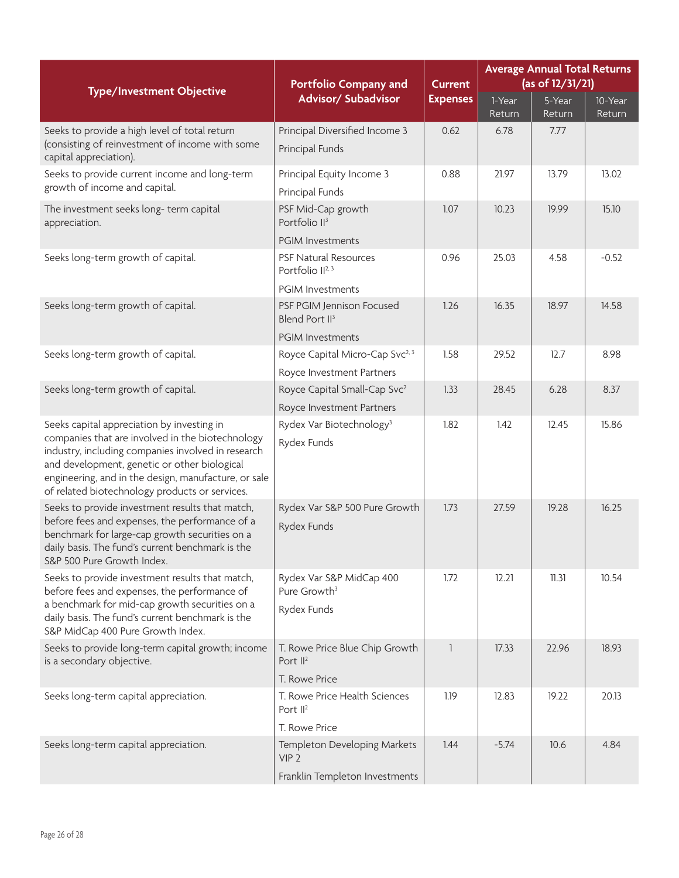| Type/Investment Objective | Portfolio Company and Advisor/ Subadvisor | Current Expenses | Average Annual Total Returns (as of 12/31/21) | | |
|---|---|---|---|---|---|
| | | | 1-Year Return | 5-Year Return | 10-Year Return |
| Seeks to provide a high level of total return (consisting of reinvestment of income with some capital appreciation). | Principal Diversified Income 3<br>Principal Funds | 0.62 | 6.78 | 7.77 | |
| Seeks to provide current income and long-term growth of income and capital. | Principal Equity Income 3<br>Principal Funds | 0.88 | 21.97 | 13.79 | 13.02 |
| The investment seeks long- term capital appreciation. | PSF Mid-Cap growth Portfolio II[3]<br>PGIM Investments | 1.07 | 10.23 | 19.99 | 15.10 |
| Seeks long-term growth of capital. | PSF Natural Resources Portfolio II[2, 3]<br>PGIM Investments | 0.96 | 25.03 | 4.58 | -0.52 |
| Seeks long-term growth of capital. | PSF PGIM Jennison Focused Blend Port II[3]<br>PGIM Investments | 1.26 | 16.35 | 18.97 | 14.58 |
| Seeks long-term growth of capital. | Royce Capital Micro-Cap Svc[2, 3]<br>Royce Investment Partners | 1.58 | 29.52 | 12.7 | 8.98 |
| Seeks long-term growth of capital. | Royce Capital Small-Cap Svc[2]<br>Royce Investment Partners | 1.33 | 28.45 | 6.28 | 8.37 |
| Seeks capital appreciation by investing in companies that are involved in the biotechnology industry, including companies involved in research and development, genetic or other biological engineering, and in the design, manufacture, or sale of related biotechnology products or services. | Rydex Var Biotechnology[3]<br>Rydex Funds | 1.82 | 1.42 | 12.45 | 15.86 |
| Seeks to provide investment results that match, before fees and expenses, the performance of a benchmark for large-cap growth securities on a daily basis. The fund's current benchmark is the S&P 500 Pure Growth Index. | Rydex Var S&P 500 Pure Growth<br>Rydex Funds | 1.73 | 27.59 | 19.28 | 16.25 |
| Seeks to provide investment results that match, before fees and expenses, the performance of a benchmark for mid-cap growth securities on a daily basis. The fund's current benchmark is the S&P MidCap 400 Pure Growth Index. | Rydex Var S&P MidCap 400 Pure Growth[3]<br>Rydex Funds | 1.72 | 12.21 | 11.31 | 10.54 |
| Seeks to provide long-term capital growth; income is a secondary objective. | T. Rowe Price Blue Chip Growth Port II[2]<br>T. Rowe Price | 1 | 17.33 | 22.96 | 18.93 |
| Seeks long-term capital appreciation. | T. Rowe Price Health Sciences Port II[2]<br>T. Rowe Price | 1.19 | 12.83 | 19.22 | 20.13 |
| Seeks long-term capital appreciation. | Templeton Developing Markets VIP 2<br>Franklin Templeton Investments | 1.44 | -5.74 | 10.6 | 4.84 |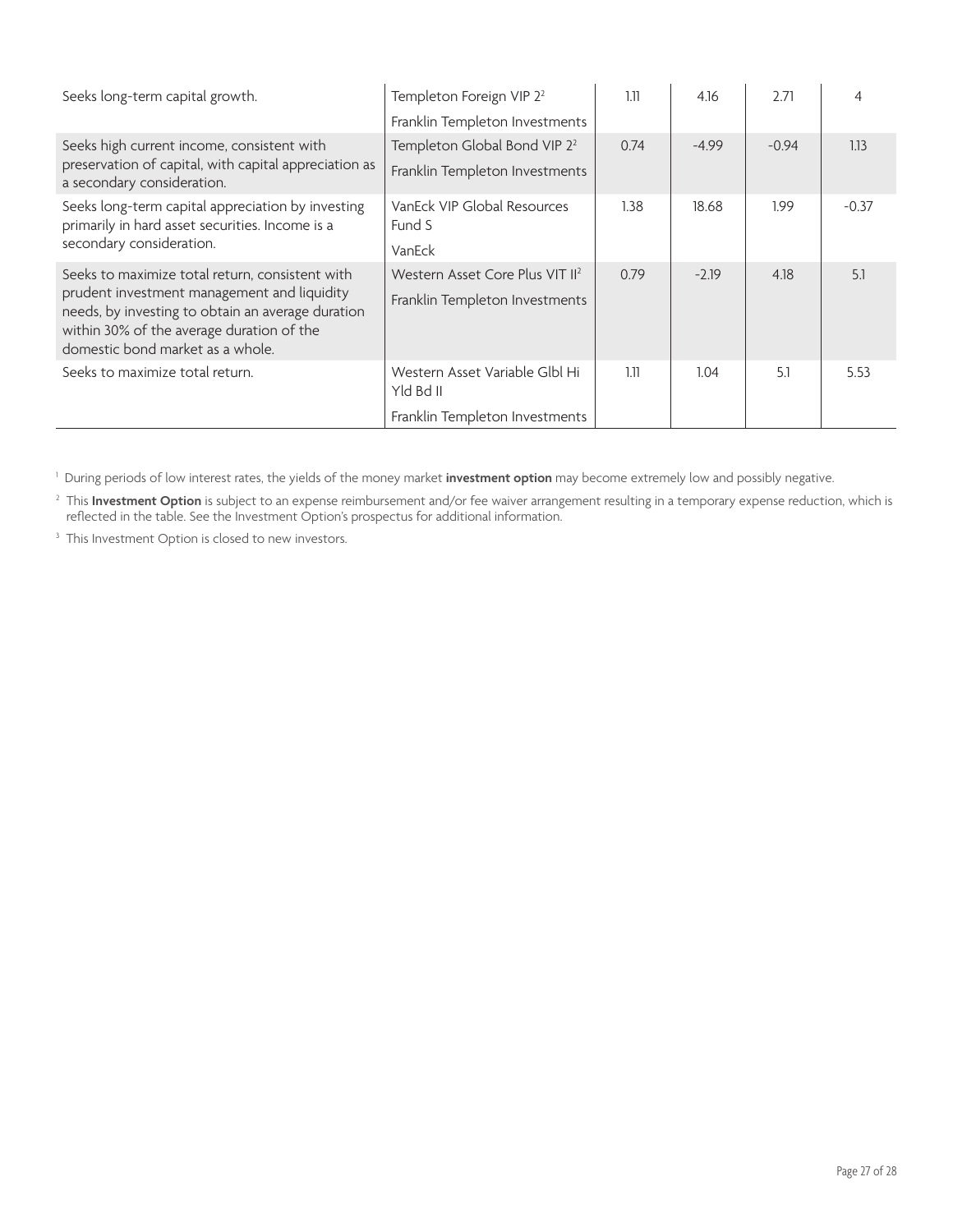| | | | | | |
|---|---|---|---|---|---|
| Seeks long-term capital growth. | Templeton Foreign VIP 2[2]<br>Franklin Templeton Investments | 1.11 | 4.16 | 2.71 | 4 |
| Seeks high current income, consistent with preservation of capital, with capital appreciation as a secondary consideration. | Templeton Global Bond VIP 2[2]<br>Franklin Templeton Investments | 0.74 | -4.99 | -0.94 | 1.13 |
| Seeks long-term capital appreciation by investing primarily in hard asset securities. Income is a secondary consideration. | VanEck VIP Global Resources Fund S<br>VanEck | 1.38 | 18.68 | 1.99 | -0.37 |
| Seeks to maximize total return, consistent with prudent investment management and liquidity needs, by investing to obtain an average duration within 30% of the average duration of the domestic bond market as a whole. | Western Asset Core Plus VIT II[2]<br>Franklin Templeton Investments | 0.79 | -2.19 | 4.18 | 5.1 |
| Seeks to maximize total return. | Western Asset Variable Glbl Hi Yld Bd II<br>Franklin Templeton Investments | 1.11 | 1.04 | 5.1 | 5.53 |

[1] During periods of low interest rates, the yields of the money market **investment option** may become extremely low and possibly negative.

[2] This **Investment Option** is subject to an expense reimbursement and/or fee waiver arrangement resulting in a temporary expense reduction, which is reflected in the table. See the Investment Option's prospectus for additional information.

[3] This Investment Option is closed to new investors.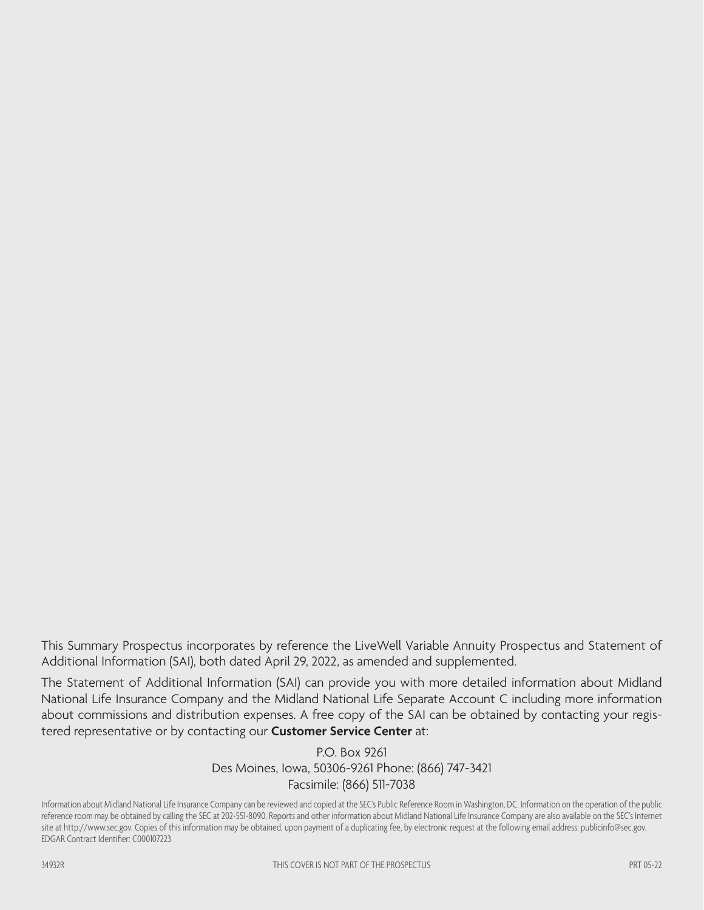This Summary Prospectus incorporates by reference the LiveWell Variable Annuity Prospectus and Statement of Additional Information (SAI), both dated April 29, 2022, as amended and supplemented.

The Statement of Additional Information (SAI) can provide you with more detailed information about Midland National Life Insurance Company and the Midland National Life Separate Account C including more information about commissions and distribution expenses. A free copy of the SAI can be obtained by contacting your registered representative or by contacting our **Customer Service Center** at:

P.O. Box 9261
Des Moines, Iowa, 50306-9261 Phone: (866) 747-3421
Facsimile: (866) 511-7038

Information about Midland National Life Insurance Company can be reviewed and copied at the SEC's Public Reference Room in Washington, DC. Information on the operation of the public reference room may be obtained by calling the SEC at 202-551-8090. Reports and other information about Midland National Life Insurance Company are also available on the SEC's Internet site at http://www.sec.gov. Copies of this information may be obtained, upon payment of a duplicating fee, by electronic request at the following email address: publicinfo@sec.gov. EDGAR Contract Identifier: C000107223

34932R THIS COVER IS NOT PART OF THE PROSPECTUS PRT 05-22